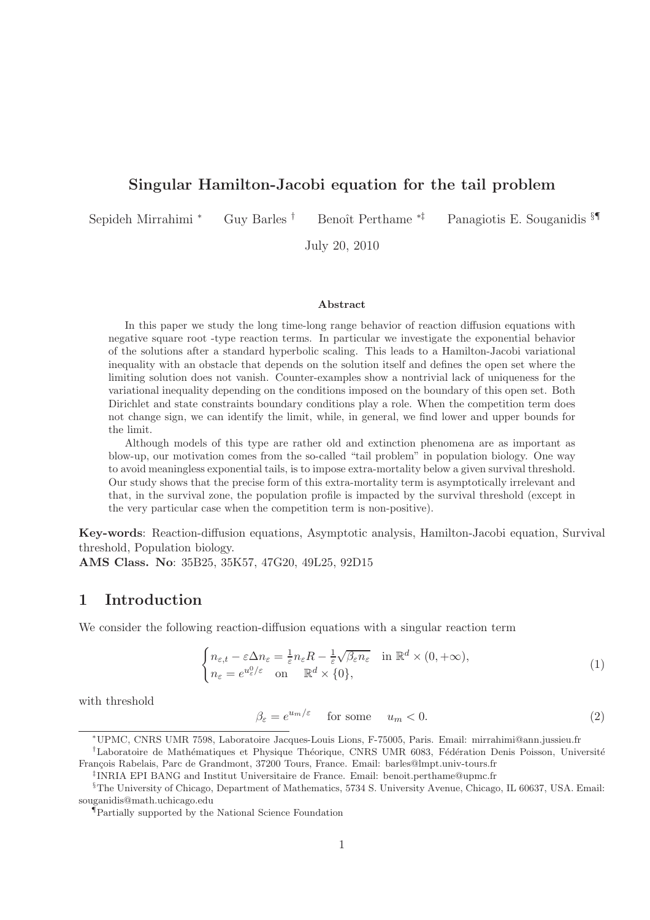# Singular Hamilton-Jacobi equation for the tail problem

Sepideh Mirrahimi [*]   Guy Barles [†]   Benoît Perthame [*‡]   Panagiotis E. Souganidis [§¶]

July 20, 2010

### Abstract

In this paper we study the long time-long range behavior of reaction diffusion equations with negative square root -type reaction terms. In particular we investigate the exponential behavior of the solutions after a standard hyperbolic scaling. This leads to a Hamilton-Jacobi variational inequality with an obstacle that depends on the solution itself and defines the open set where the limiting solution does not vanish. Counter-examples show a nontrivial lack of uniqueness for the variational inequality depending on the conditions imposed on the boundary of this open set. Both Dirichlet and state constraints boundary conditions play a role. When the competition term does not change sign, we can identify the limit, while, in general, we find lower and upper bounds for the limit.

Although models of this type are rather old and extinction phenomena are as important as blow-up, our motivation comes from the so-called "tail problem" in population biology. One way to avoid meaningless exponential tails, is to impose extra-mortality below a given survival threshold. Our study shows that the precise form of this extra-mortality term is asymptotically irrelevant and that, in the survival zone, the population profile is impacted by the survival threshold (except in the very particular case when the competition term is non-positive).

**Key-words**: Reaction-diffusion equations, Asymptotic analysis, Hamilton-Jacobi equation, Survival threshold, Population biology.
**AMS Class. No**: 35B25, 35K57, 47G20, 49L25, 92D15

## 1 Introduction

We consider the following reaction-diffusion equations with a singular reaction term

$$\begin{cases} n_{\varepsilon,t} - \varepsilon \Delta n_\varepsilon = \frac{1}{\varepsilon} n_\varepsilon R - \frac{1}{\varepsilon}\sqrt{\beta_\varepsilon n_\varepsilon} & \text{in } \mathbb{R}^d \times (0, +\infty), \\ n_\varepsilon = e^{u_\varepsilon^0/\varepsilon} \quad \text{on} \quad \mathbb{R}^d \times \{0\}, \end{cases} \tag{1}$$

with threshold

$$\beta_\varepsilon = e^{u_m/\varepsilon} \quad \text{for some} \quad u_m < 0. \tag{2}$$

---

[*] UPMC, CNRS UMR 7598, Laboratoire Jacques-Louis Lions, F-75005, Paris. Email: mirrahimi@ann.jussieu.fr

[†] Laboratoire de Mathématiques et Physique Théorique, CNRS UMR 6083, Fédération Denis Poisson, Université François Rabelais, Parc de Grandmont, 37200 Tours, France. Email: barles@lmpt.univ-tours.fr

[‡] INRIA EPI BANG and Institut Universitaire de France. Email: benoit.perthame@upmc.fr

[§] The University of Chicago, Department of Mathematics, 5734 S. University Avenue, Chicago, IL 60637, USA. Email: souganidis@math.uchicago.edu

[¶] Partially supported by the National Science Foundation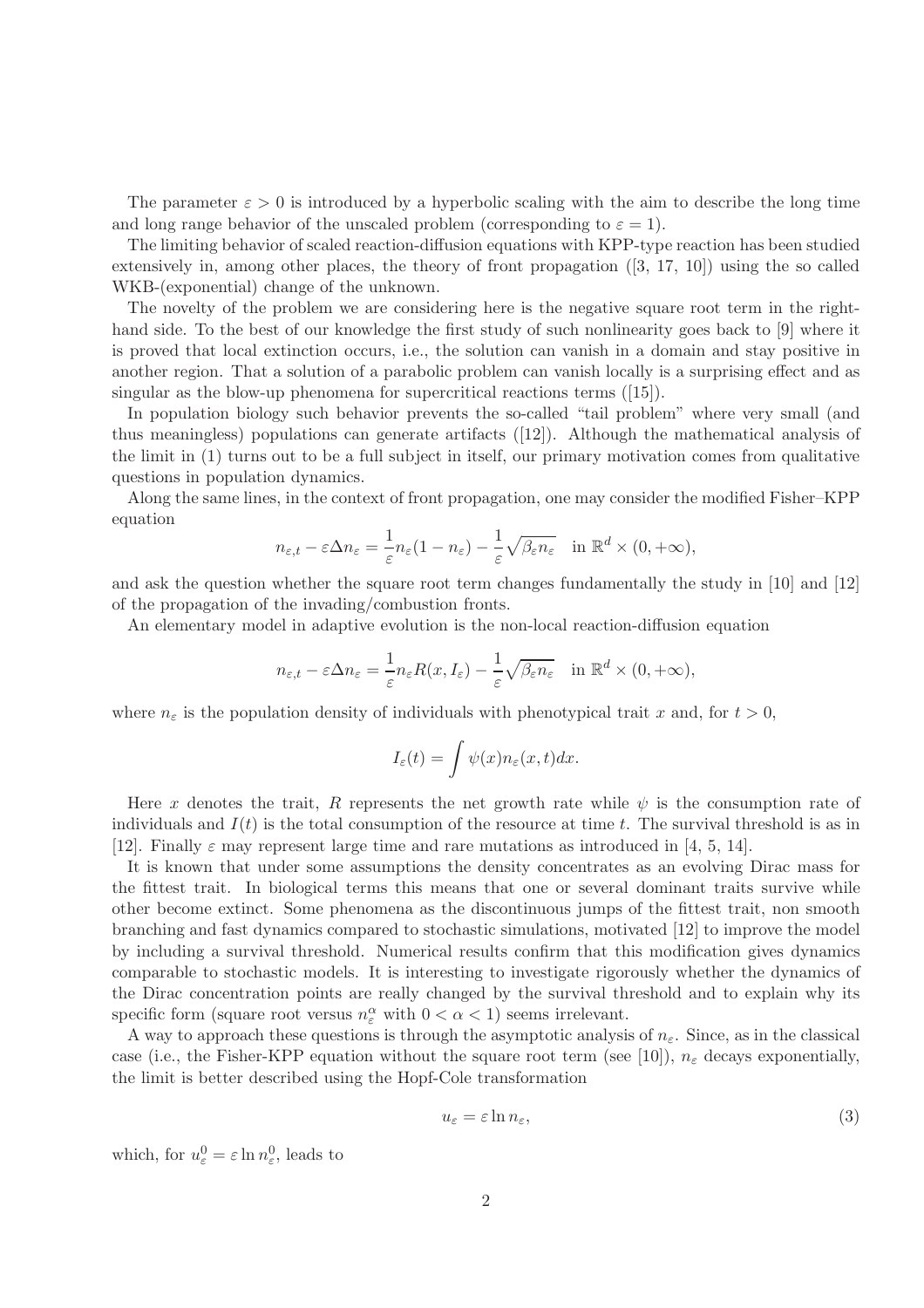The parameter $\varepsilon > 0$ is introduced by a hyperbolic scaling with the aim to describe the long time and long range behavior of the unscaled problem (corresponding to $\varepsilon = 1$).

The limiting behavior of scaled reaction-diffusion equations with KPP-type reaction has been studied extensively in, among other places, the theory of front propagation ([3, 17, 10]) using the so called WKB-(exponential) change of the unknown.

The novelty of the problem we are considering here is the negative square root term in the right-hand side. To the best of our knowledge the first study of such nonlinearity goes back to [9] where it is proved that local extinction occurs, i.e., the solution can vanish in a domain and stay positive in another region. That a solution of a parabolic problem can vanish locally is a surprising effect and as singular as the blow-up phenomena for supercritical reactions terms ([15]).

In population biology such behavior prevents the so-called "tail problem" where very small (and thus meaningless) populations can generate artifacts ([12]). Although the mathematical analysis of the limit in (1) turns out to be a full subject in itself, our primary motivation comes from qualitative questions in population dynamics.

Along the same lines, in the context of front propagation, one may consider the modified Fisher–KPP equation

$$n_{\varepsilon,t} - \varepsilon \Delta n_\varepsilon = \frac{1}{\varepsilon} n_\varepsilon (1 - n_\varepsilon) - \frac{1}{\varepsilon}\sqrt{\beta_\varepsilon n_\varepsilon} \quad \text{in } \mathbb{R}^d \times (0, +\infty),$$

and ask the question whether the square root term changes fundamentally the study in [10] and [12] of the propagation of the invading/combustion fronts.

An elementary model in adaptive evolution is the non-local reaction-diffusion equation

$$n_{\varepsilon,t} - \varepsilon \Delta n_\varepsilon = \frac{1}{\varepsilon} n_\varepsilon R(x, I_\varepsilon) - \frac{1}{\varepsilon}\sqrt{\beta_\varepsilon n_\varepsilon} \quad \text{in } \mathbb{R}^d \times (0, +\infty),$$

where $n_\varepsilon$ is the population density of individuals with phenotypical trait $x$ and, for $t > 0$,

$$I_\varepsilon(t) = \int \psi(x) n_\varepsilon(x,t) dx.$$

Here $x$ denotes the trait, $R$ represents the net growth rate while $\psi$ is the consumption rate of individuals and $I(t)$ is the total consumption of the resource at time $t$. The survival threshold is as in [12]. Finally $\varepsilon$ may represent large time and rare mutations as introduced in [4, 5, 14].

It is known that under some assumptions the density concentrates as an evolving Dirac mass for the fittest trait. In biological terms this means that one or several dominant traits survive while other become extinct. Some phenomena as the discontinuous jumps of the fittest trait, non smooth branching and fast dynamics compared to stochastic simulations, motivated [12] to improve the model by including a survival threshold. Numerical results confirm that this modification gives dynamics comparable to stochastic models. It is interesting to investigate rigorously whether the dynamics of the Dirac concentration points are really changed by the survival threshold and to explain why its specific form (square root versus $n_\varepsilon^\alpha$ with $0 < \alpha < 1$) seems irrelevant.

A way to approach these questions is through the asymptotic analysis of $n_\varepsilon$. Since, as in the classical case (i.e., the Fisher-KPP equation without the square root term (see [10]), $n_\varepsilon$ decays exponentially, the limit is better described using the Hopf-Cole transformation

$$u_\varepsilon = \varepsilon \ln n_\varepsilon, \tag{3}$$

which, for $u_\varepsilon^0 = \varepsilon \ln n_\varepsilon^0$, leads to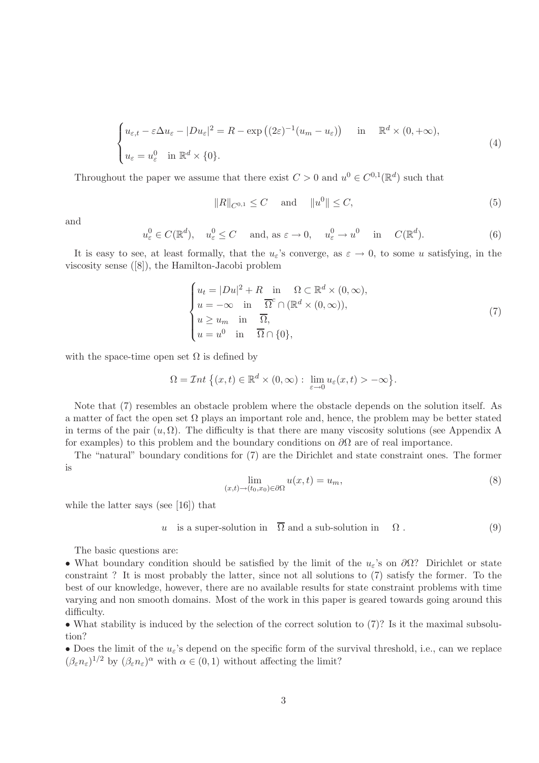$$
\begin{cases}
u_{\varepsilon,t} - \varepsilon \Delta u_\varepsilon - |Du_\varepsilon|^2 = R - \exp\left((2\varepsilon)^{-1}(u_m - u_\varepsilon)\right) & \text{in} \quad \mathbb{R}^d \times (0, +\infty), \\
u_\varepsilon = u^0_\varepsilon \quad \text{in } \mathbb{R}^d \times \{0\}.
\end{cases}
\tag{4}
$$

Throughout the paper we assume that there exist $C > 0$ and $u^0 \in C^{0,1}(\mathbb{R}^d)$ such that

$$
\|R\|_{C^{0,1}} \leq C \quad \text{and} \quad \|u^0\| \leq C,
\tag{5}
$$

and

$$
u^0_\varepsilon \in C(\mathbb{R}^d), \quad u^0_\varepsilon \leq C \quad \text{and, as } \varepsilon \to 0, \quad u^0_\varepsilon \to u^0 \quad \text{in} \quad C(\mathbb{R}^d).
\tag{6}
$$

It is easy to see, at least formally, that the $u_\varepsilon$'s converge, as $\varepsilon \to 0$, to some $u$ satisfying, in the viscosity sense ([8]), the Hamilton-Jacobi problem

$$
\begin{cases}
u_t = |Du|^2 + R & \text{in} \quad \Omega \subset \mathbb{R}^d \times (0, \infty), \\
u = -\infty & \text{in} \quad \overline{\Omega}^c \cap (\mathbb{R}^d \times (0, \infty)), \\
u \geq u_m & \text{in} \quad \overline{\Omega}, \\
u = u^0 & \text{in} \quad \overline{\Omega} \cap \{0\},
\end{cases}
\tag{7}
$$

with the space-time open set $\Omega$ is defined by

$$
\Omega = \mathcal{I}nt \left\{ (x,t) \in \mathbb{R}^d \times (0, \infty) : \lim_{\varepsilon \to 0} u_\varepsilon(x,t) > -\infty \right\}.
$$

Note that (7) resembles an obstacle problem where the obstacle depends on the solution itself. As a matter of fact the open set $\Omega$ plays an important role and, hence, the problem may be better stated in terms of the pair $(u, \Omega)$. The difficulty is that there are many viscosity solutions (see Appendix A for examples) to this problem and the boundary conditions on $\partial\Omega$ are of real importance.

The "natural" boundary conditions for (7) are the Dirichlet and state constraint ones. The former is

$$
\lim_{(x,t) \to (t_0, x_0) \in \partial\Omega} u(x,t) = u_m,
\tag{8}
$$

while the latter says (see [16]) that

$$
u \quad \text{is a super-solution in} \quad \overline{\Omega} \text{ and a sub-solution in} \quad \Omega \,.
\tag{9}
$$

The basic questions are:

• What boundary condition should be satisfied by the limit of the $u_\varepsilon$'s on $\partial\Omega$? Dirichlet or state constraint ? It is most probably the latter, since not all solutions to (7) satisfy the former. To the best of our knowledge, however, there are no available results for state constraint problems with time varying and non smooth domains. Most of the work in this paper is geared towards going around this difficulty.

• What stability is induced by the selection of the correct solution to (7)? Is it the maximal subsolution?

• Does the limit of the $u_\varepsilon$'s depend on the specific form of the survival threshold, i.e., can we replace $(\beta_\varepsilon n_\varepsilon)^{1/2}$ by $(\beta_\varepsilon n_\varepsilon)^\alpha$ with $\alpha \in (0,1)$ without affecting the limit?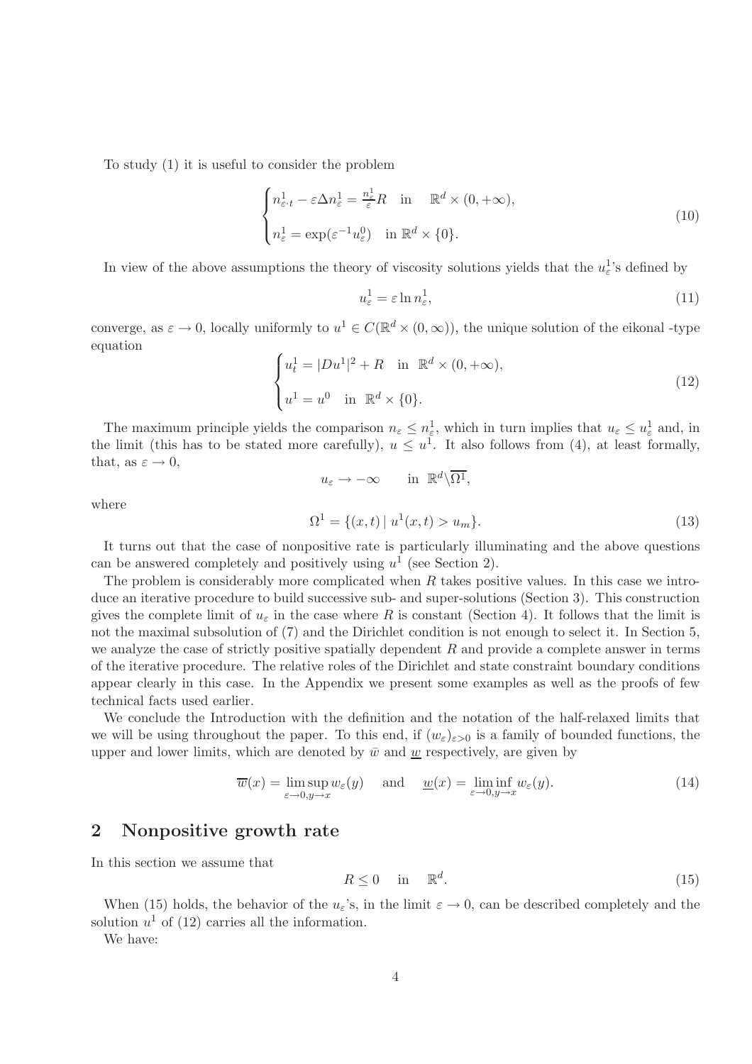To study (1) it is useful to consider the problem

$$
\begin{cases}
n^1_{\varepsilon,t} - \varepsilon \Delta n^1_\varepsilon = \frac{n^1_\varepsilon}{\varepsilon} R \quad \text{in} \quad \mathbb{R}^d \times (0, +\infty), \\
n^1_\varepsilon = \exp(\varepsilon^{-1} u^0_\varepsilon) \quad \text{in } \mathbb{R}^d \times \{0\}.
\end{cases}
\tag{10}
$$

In view of the above assumptions the theory of viscosity solutions yields that the $u^1_\varepsilon$'s defined by

$$
u^1_\varepsilon = \varepsilon \ln n^1_\varepsilon,
\tag{11}
$$

converge, as $\varepsilon \to 0$, locally uniformly to $u^1 \in C(\mathbb{R}^d \times (0, \infty))$, the unique solution of the eikonal -type equation

$$
\begin{cases}
u^1_t = |Du^1|^2 + R \quad \text{in } \mathbb{R}^d \times (0, +\infty), \\
u^1 = u^0 \quad \text{in } \mathbb{R}^d \times \{0\}.
\end{cases}
\tag{12}
$$

The maximum principle yields the comparison $n_\varepsilon \le n^1_\varepsilon$, which in turn implies that $u_\varepsilon \le u^1_\varepsilon$ and, in the limit (this has to be stated more carefully), $u \le u^1$. It also follows from (4), at least formally, that, as $\varepsilon \to 0$,

$$
u_\varepsilon \to -\infty \qquad \text{in } \mathbb{R}^d \backslash \overline{\Omega^1},
$$

where

$$
\Omega^1 = \{(x,t) \mid u^1(x,t) > u_m\}.
\tag{13}
$$

It turns out that the case of nonpositive rate is particularly illuminating and the above questions can be answered completely and positively using $u^1$ (see Section 2).

The problem is considerably more complicated when $R$ takes positive values. In this case we introduce an iterative procedure to build successive sub- and super-solutions (Section 3). This construction gives the complete limit of $u_\varepsilon$ in the case where $R$ is constant (Section 4). It follows that the limit is not the maximal subsolution of (7) and the Dirichlet condition is not enough to select it. In Section 5, we analyze the case of strictly positive spatially dependent $R$ and provide a complete answer in terms of the iterative procedure. The relative roles of the Dirichlet and state constraint boundary conditions appear clearly in this case. In the Appendix we present some examples as well as the proofs of few technical facts used earlier.

We conclude the Introduction with the definition and the notation of the half-relaxed limits that we will be using throughout the paper. To this end, if $(w_\varepsilon)_{\varepsilon>0}$ is a family of bounded functions, the upper and lower limits, which are denoted by $\bar{w}$ and $\underline{w}$ respectively, are given by

$$
\overline{w}(x) = \limsup_{\varepsilon \to 0, y \to x} w_\varepsilon(y) \quad \text{and} \quad \underline{w}(x) = \liminf_{\varepsilon \to 0, y \to x} w_\varepsilon(y).
\tag{14}
$$

## 2 Nonpositive growth rate

In this section we assume that

$$
R \le 0 \quad \text{in} \quad \mathbb{R}^d.
\tag{15}
$$

When (15) holds, the behavior of the $u_\varepsilon$'s, in the limit $\varepsilon \to 0$, can be described completely and the solution $u^1$ of (12) carries all the information.

We have: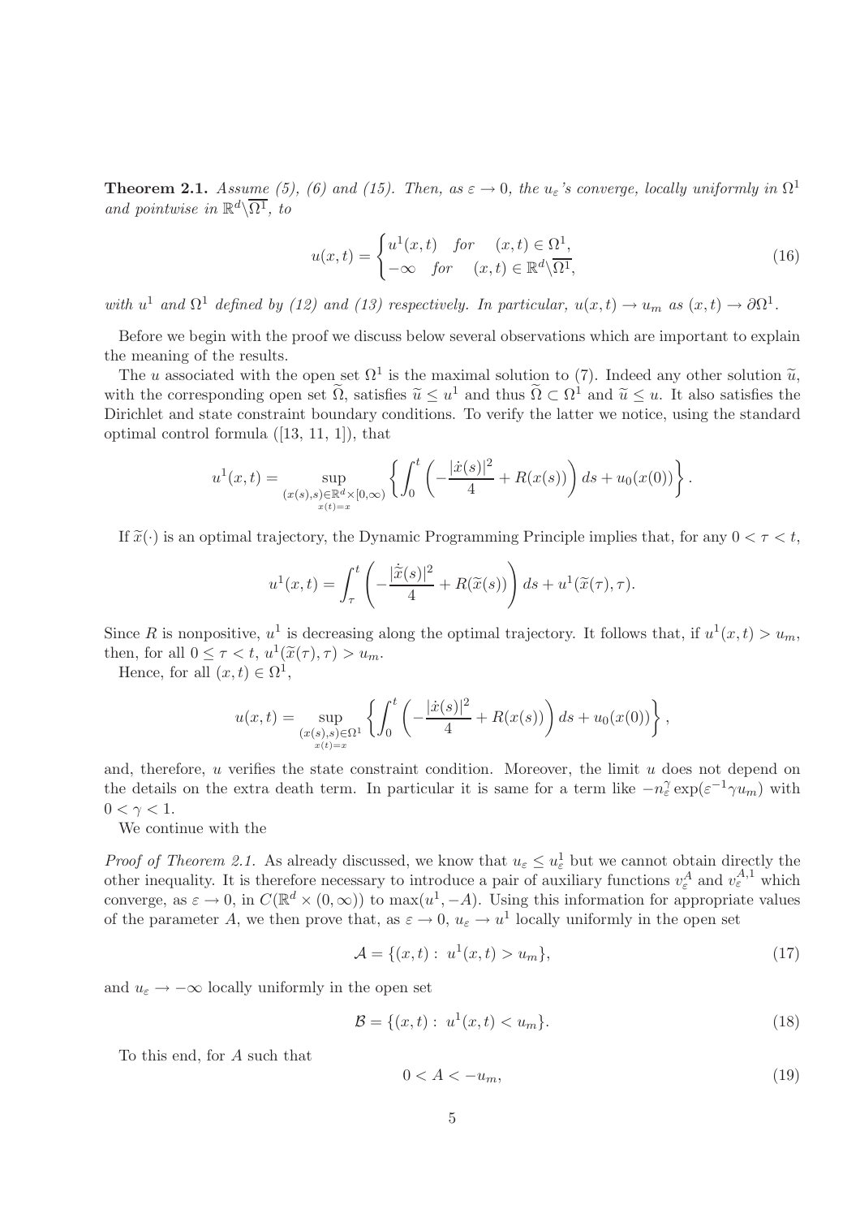**Theorem 2.1.** *Assume (5), (6) and (15). Then, as $\varepsilon \to 0$, the $u_\varepsilon$'s converge, locally uniformly in $\Omega^1$ and pointwise in $\mathbb{R}^d \backslash \overline{\Omega^1}$, to*

$$
u(x,t) = \begin{cases} u^1(x,t) & \text{for} \quad (x,t) \in \Omega^1, \\ -\infty & \text{for} \quad (x,t) \in \mathbb{R}^d \backslash \overline{\Omega^1}, \end{cases} \tag{16}
$$

*with $u^1$ and $\Omega^1$ defined by (12) and (13) respectively. In particular, $u(x,t) \to u_m$ as $(x,t) \to \partial\Omega^1$.*

Before we begin with the proof we discuss below several observations which are important to explain the meaning of the results.

The $u$ associated with the open set $\Omega^1$ is the maximal solution to (7). Indeed any other solution $\widetilde{u}$, with the corresponding open set $\widetilde{\Omega}$, satisfies $\widetilde{u} \le u^1$ and thus $\widetilde{\Omega} \subset \Omega^1$ and $\widetilde{u} \le u$. It also satisfies the Dirichlet and state constraint boundary conditions. To verify the latter we notice, using the standard optimal control formula ([13, 11, 1]), that

$$
u^1(x,t) = \sup_{\substack{(x(s),s) \in \mathbb{R}^d \times [0,\infty) \\ x(t)=x}} \left\{ \int_0^t \left( -\frac{|\dot{x}(s)|^2}{4} + R(x(s)) \right) ds + u_0(x(0)) \right\}.
$$

If $\widetilde{x}(\cdot)$ is an optimal trajectory, the Dynamic Programming Principle implies that, for any $0 < \tau < t$,

$$
u^1(x,t) = \int_\tau^t \left( -\frac{|\dot{\widetilde{x}}(s)|^2}{4} + R(\widetilde{x}(s)) \right) ds + u^1(\widetilde{x}(\tau), \tau).
$$

Since $R$ is nonpositive, $u^1$ is decreasing along the optimal trajectory. It follows that, if $u^1(x,t) > u_m$, then, for all $0 \le \tau < t$, $u^1(\widetilde{x}(\tau), \tau) > u_m$.

Hence, for all $(x,t) \in \Omega^1$,

$$
u(x,t) = \sup_{\substack{(x(s),s) \in \Omega^1 \\ x(t)=x}} \left\{ \int_0^t \left( -\frac{|\dot{x}(s)|^2}{4} + R(x(s)) \right) ds + u_0(x(0)) \right\},
$$

and, therefore, $u$ verifies the state constraint condition. Moreover, the limit $u$ does not depend on the details on the extra death term. In particular it is same for a term like $-n_\varepsilon^\gamma \exp(\varepsilon^{-1}\gamma u_m)$ with $0 < \gamma < 1$.

We continue with the

*Proof of Theorem 2.1.* As already discussed, we know that $u_\varepsilon \le u_\varepsilon^1$ but we cannot obtain directly the other inequality. It is therefore necessary to introduce a pair of auxiliary functions $v_\varepsilon^A$ and $v_\varepsilon^{A,1}$ which converge, as $\varepsilon \to 0$, in $C(\mathbb{R}^d \times (0,\infty))$ to $\max(u^1, -A)$. Using this information for appropriate values of the parameter $A$, we then prove that, as $\varepsilon \to 0$, $u_\varepsilon \to u^1$ locally uniformly in the open set

$$
\mathcal{A} = \{(x,t) : \ u^1(x,t) > u_m\}, \tag{17}
$$

and $u_\varepsilon \to -\infty$ locally uniformly in the open set

$$
\mathcal{B} = \{(x,t) : \ u^1(x,t) < u_m\}. \tag{18}
$$

To this end, for $A$ such that

$$
0 < A < -u_m, \tag{19}
$$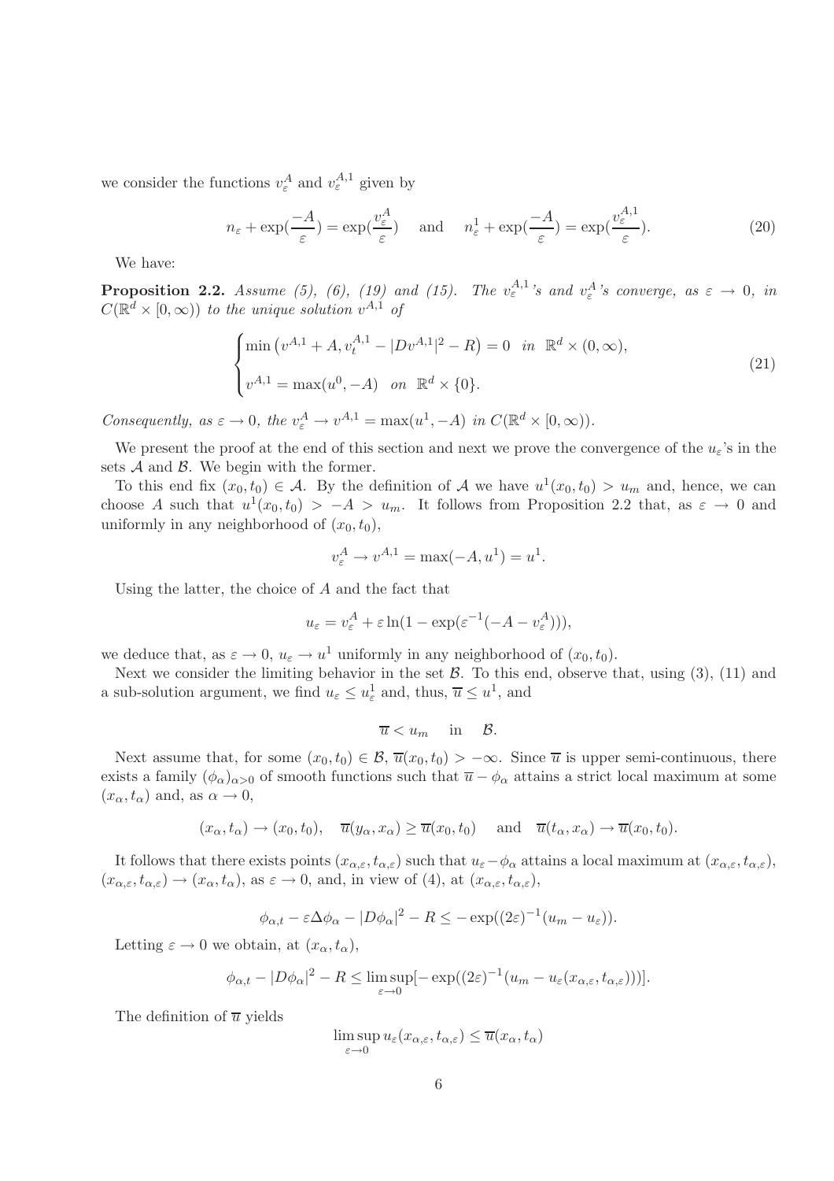we consider the functions $v_\varepsilon^A$ and $v_\varepsilon^{A,1}$ given by

$$n_\varepsilon + \exp(\frac{-A}{\varepsilon}) = \exp(\frac{v_\varepsilon^A}{\varepsilon}) \quad \text{and} \quad n_\varepsilon^1 + \exp(\frac{-A}{\varepsilon}) = \exp(\frac{v_\varepsilon^{A,1}}{\varepsilon}). \tag{20}$$

We have:

**Proposition 2.2.** *Assume (5), (6), (19) and (15). The $v_\varepsilon^{A,1}$'s and $v_\varepsilon^A$'s converge, as $\varepsilon \to 0$, in $C(\mathbb{R}^d \times [0,\infty))$ to the unique solution $v^{A,1}$ of*

$$\begin{cases} \min\left(v^{A,1} + A, v_t^{A,1} - |Dv^{A,1}|^2 - R\right) = 0 \quad \text{in } \mathbb{R}^d \times (0,\infty), \\ v^{A,1} = \max(u^0, -A) \quad \text{on } \mathbb{R}^d \times \{0\}. \end{cases} \tag{21}$$

*Consequently, as $\varepsilon \to 0$, the $v_\varepsilon^A \to v^{A,1} = \max(u^1, -A)$ in $C(\mathbb{R}^d \times [0,\infty))$.*

We present the proof at the end of this section and next we prove the convergence of the $u_\varepsilon$'s in the sets $\mathcal{A}$ and $\mathcal{B}$. We begin with the former.

To this end fix $(x_0, t_0) \in \mathcal{A}$. By the definition of $\mathcal{A}$ we have $u^1(x_0,t_0) > u_m$ and, hence, we can choose $A$ such that $u^1(x_0,t_0) > -A > u_m$. It follows from Proposition 2.2 that, as $\varepsilon \to 0$ and uniformly in any neighborhood of $(x_0,t_0)$,

$$v_\varepsilon^A \to v^{A,1} = \max(-A, u^1) = u^1.$$

Using the latter, the choice of $A$ and the fact that

$$u_\varepsilon = v_\varepsilon^A + \varepsilon \ln(1 - \exp(\varepsilon^{-1}(-A - v_\varepsilon^A))),$$

we deduce that, as $\varepsilon \to 0$, $u_\varepsilon \to u^1$ uniformly in any neighborhood of $(x_0,t_0)$.

Next we consider the limiting behavior in the set $\mathcal{B}$. To this end, observe that, using (3), (11) and a sub-solution argument, we find $u_\varepsilon \leq u_\varepsilon^1$ and, thus, $\overline{u} \leq u^1$, and

$$\overline{u} < u_m \quad \text{in} \quad \mathcal{B}.$$

Next assume that, for some $(x_0,t_0) \in \mathcal{B}$, $\overline{u}(x_0,t_0) > -\infty$. Since $\overline{u}$ is upper semi-continuous, there exists a family $(\phi_\alpha)_{\alpha>0}$ of smooth functions such that $\overline{u} - \phi_\alpha$ attains a strict local maximum at some $(x_\alpha, t_\alpha)$ and, as $\alpha \to 0$,

$$(x_\alpha, t_\alpha) \to (x_0, t_0), \quad \overline{u}(y_\alpha, x_\alpha) \geq \overline{u}(x_0,t_0) \quad \text{and} \quad \overline{u}(t_\alpha, x_\alpha) \to \overline{u}(x_0,t_0).$$

It follows that there exists points $(x_{\alpha,\varepsilon}, t_{\alpha,\varepsilon})$ such that $u_\varepsilon - \phi_\alpha$ attains a local maximum at $(x_{\alpha,\varepsilon}, t_{\alpha,\varepsilon})$, $(x_{\alpha,\varepsilon}, t_{\alpha,\varepsilon}) \to (x_\alpha, t_\alpha)$, as $\varepsilon \to 0$, and, in view of (4), at $(x_{\alpha,\varepsilon}, t_{\alpha,\varepsilon})$,

$$\phi_{\alpha,t} - \varepsilon \Delta \phi_\alpha - |D\phi_\alpha|^2 - R \leq -\exp((2\varepsilon)^{-1}(u_m - u_\varepsilon)).$$

Letting $\varepsilon \to 0$ we obtain, at $(x_\alpha, t_\alpha)$,

$$\phi_{\alpha,t} - |D\phi_\alpha|^2 - R \leq \limsup_{\varepsilon \to 0} [-\exp((2\varepsilon)^{-1}(u_m - u_\varepsilon(x_{\alpha,\varepsilon}, t_{\alpha,\varepsilon})))].$$

The definition of $\overline{u}$ yields

$$\limsup_{\varepsilon \to 0} u_\varepsilon(x_{\alpha,\varepsilon}, t_{\alpha,\varepsilon}) \leq \overline{u}(x_\alpha, t_\alpha)$$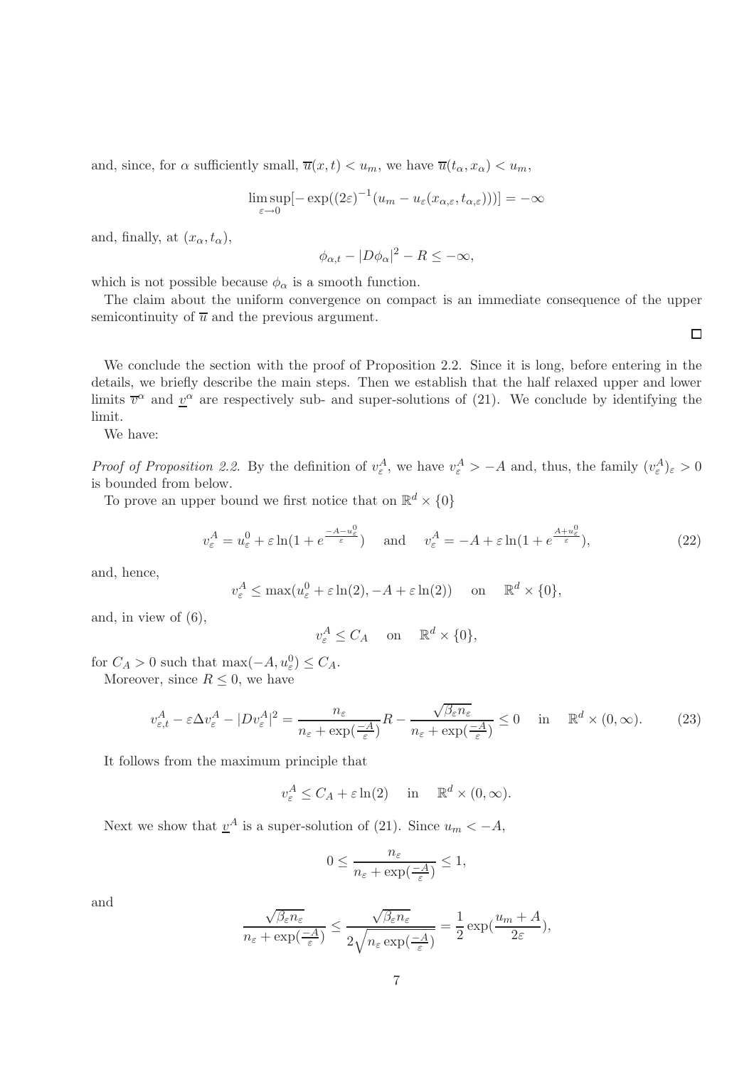and, since, for $\alpha$ sufficiently small, $\overline{u}(x,t) < u_m$, we have $\overline{u}(t_\alpha, x_\alpha) < u_m$,

$$\limsup_{\varepsilon \to 0} [-\exp((2\varepsilon)^{-1}(u_m - u_\varepsilon(x_{\alpha,\varepsilon}, t_{\alpha,\varepsilon})))] = -\infty$$

and, finally, at $(x_\alpha, t_\alpha)$,

$$\phi_{\alpha,t} - |D\phi_\alpha|^2 - R \leq -\infty,$$

which is not possible because $\phi_\alpha$ is a smooth function.

The claim about the uniform convergence on compact is an immediate consequence of the upper semicontinuity of $\overline{u}$ and the previous argument. $\square$

We conclude the section with the proof of Proposition 2.2. Since it is long, before entering in the details, we briefly describe the main steps. Then we establish that the half relaxed upper and lower limits $\overline{v}^\alpha$ and $\underline{v}^\alpha$ are respectively sub- and super-solutions of (21). We conclude by identifying the limit.

We have:

*Proof of Proposition 2.2.* By the definition of $v_\varepsilon^A$, we have $v_\varepsilon^A > -A$ and, thus, the family $(v_\varepsilon^A)_\varepsilon > 0$ is bounded from below.

To prove an upper bound we first notice that on $\mathbb{R}^d \times \{0\}$

$$v_\varepsilon^A = u_\varepsilon^0 + \varepsilon \ln(1 + e^{\frac{-A - u_\varepsilon^0}{\varepsilon}}) \quad \text{and} \quad v_\varepsilon^A = -A + \varepsilon \ln(1 + e^{\frac{A + u_\varepsilon^0}{\varepsilon}}), \tag{22}$$

and, hence,

$$v_\varepsilon^A \leq \max(u_\varepsilon^0 + \varepsilon \ln(2), -A + \varepsilon \ln(2)) \quad \text{on} \quad \mathbb{R}^d \times \{0\},$$

and, in view of (6),

$$v_\varepsilon^A \leq C_A \quad \text{on} \quad \mathbb{R}^d \times \{0\},$$

for $C_A > 0$ such that $\max(-A, u_\varepsilon^0) \leq C_A$.

Moreover, since $R \leq 0$, we have

$$v_{\varepsilon,t}^A - \varepsilon \Delta v_\varepsilon^A - |Dv_\varepsilon^A|^2 = \frac{n_\varepsilon}{n_\varepsilon + \exp(\frac{-A}{\varepsilon})} R - \frac{\sqrt{\beta_\varepsilon n_\varepsilon}}{n_\varepsilon + \exp(\frac{-A}{\varepsilon})} \leq 0 \quad \text{in} \quad \mathbb{R}^d \times (0, \infty). \tag{23}$$

It follows from the maximum principle that

$$v_\varepsilon^A \leq C_A + \varepsilon \ln(2) \quad \text{in} \quad \mathbb{R}^d \times (0, \infty).$$

Next we show that $\underline{v}^A$ is a super-solution of (21). Since $u_m < -A$,

$$0 \leq \frac{n_\varepsilon}{n_\varepsilon + \exp(\frac{-A}{\varepsilon})} \leq 1,$$

and

$$\frac{\sqrt{\beta_\varepsilon n_\varepsilon}}{n_\varepsilon + \exp(\frac{-A}{\varepsilon})} \leq \frac{\sqrt{\beta_\varepsilon n_\varepsilon}}{2\sqrt{n_\varepsilon \exp(\frac{-A}{\varepsilon})}} = \frac{1}{2} \exp(\frac{u_m + A}{2\varepsilon}),$$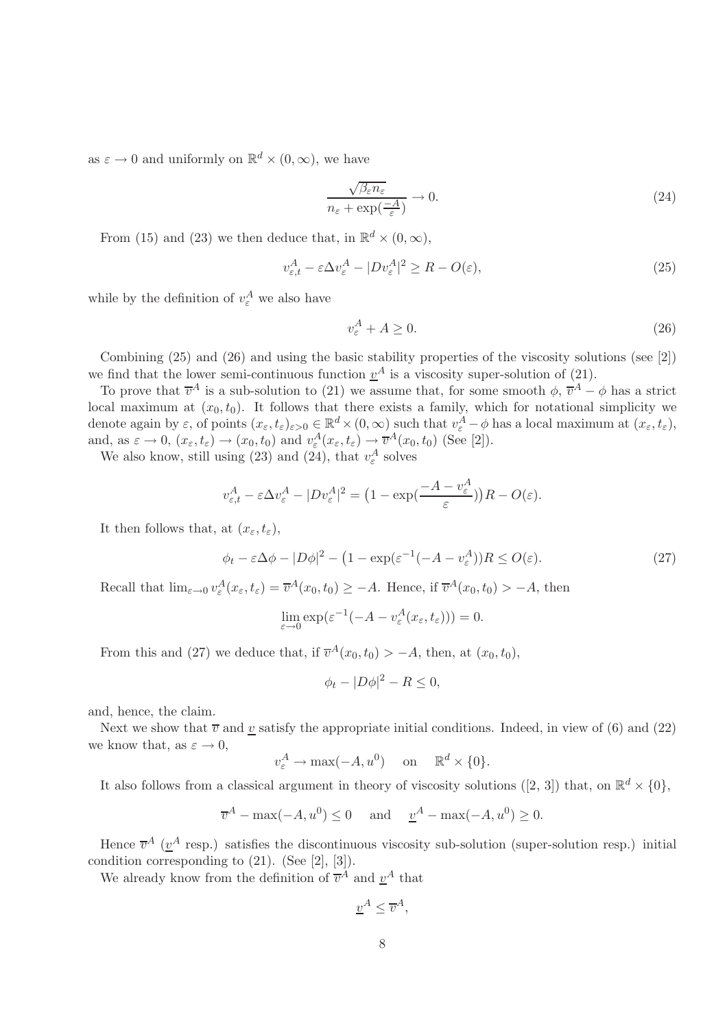as $\varepsilon \to 0$ and uniformly on $\mathbb{R}^d \times (0,\infty)$, we have

$$\frac{\sqrt{\beta_\varepsilon n_\varepsilon}}{n_\varepsilon + \exp(\frac{-A}{\varepsilon})} \to 0. \tag{24}$$

From (15) and (23) we then deduce that, in $\mathbb{R}^d \times (0,\infty)$,

$$v^A_{\varepsilon,t} - \varepsilon \Delta v^A_\varepsilon - |Dv^A_\varepsilon|^2 \geq R - O(\varepsilon), \tag{25}$$

while by the definition of $v^A_\varepsilon$ we also have

$$v^A_\varepsilon + A \geq 0. \tag{26}$$

Combining (25) and (26) and using the basic stability properties of the viscosity solutions (see [2]) we find that the lower semi-continuous function $\underline{v}^A$ is a viscosity super-solution of (21).

To prove that $\overline{v}^A$ is a sub-solution to (21) we assume that, for some smooth $\phi$, $\overline{v}^A - \phi$ has a strict local maximum at $(x_0, t_0)$. It follows that there exists a family, which for notational simplicity we denote again by $\varepsilon$, of points $(x_\varepsilon, t_\varepsilon)_{\varepsilon>0} \in \mathbb{R}^d \times (0,\infty)$ such that $v^A_\varepsilon - \phi$ has a local maximum at $(x_\varepsilon, t_\varepsilon)$, and, as $\varepsilon \to 0$, $(x_\varepsilon, t_\varepsilon) \to (x_0, t_0)$ and $v^A_\varepsilon(x_\varepsilon, t_\varepsilon) \to \overline{v}^A(x_0, t_0)$ (See [2]).

We also know, still using (23) and (24), that $v^A_\varepsilon$ solves

$$v^A_{\varepsilon,t} - \varepsilon \Delta v^A_\varepsilon - |Dv^A_\varepsilon|^2 = \big(1 - \exp(\frac{-A - v^A_\varepsilon}{\varepsilon})\big) R - O(\varepsilon).$$

It then follows that, at $(x_\varepsilon, t_\varepsilon)$,

$$\phi_t - \varepsilon \Delta \phi - |D\phi|^2 - \big(1 - \exp(\varepsilon^{-1}(-A - v^A_\varepsilon)\big) R \leq O(\varepsilon). \tag{27}$$

Recall that $\lim_{\varepsilon \to 0} v^A_\varepsilon(x_\varepsilon, t_\varepsilon) = \overline{v}^A(x_0, t_0) \geq -A$. Hence, if $\overline{v}^A(x_0, t_0) > -A$, then

$$\lim_{\varepsilon \to 0} \exp(\varepsilon^{-1}(-A - v^A_\varepsilon(x_\varepsilon, t_\varepsilon))) = 0.$$

From this and (27) we deduce that, if $\overline{v}^A(x_0, t_0) > -A$, then, at $(x_0, t_0)$,

$$\phi_t - |D\phi|^2 - R \leq 0,$$

and, hence, the claim.

Next we show that $\overline{v}$ and $\underline{v}$ satisfy the appropriate initial conditions. Indeed, in view of (6) and (22) we know that, as $\varepsilon \to 0$,

$$v^A_\varepsilon \to \max(-A, u^0) \quad \text{on} \quad \mathbb{R}^d \times \{0\}.$$

It also follows from a classical argument in theory of viscosity solutions ([2, 3]) that, on $\mathbb{R}^d \times \{0\}$,

$$\overline{v}^A - \max(-A, u^0) \leq 0 \quad \text{and} \quad \underline{v}^A - \max(-A, u^0) \geq 0.$$

Hence $\overline{v}^A$ ($\underline{v}^A$ resp.) satisfies the discontinuous viscosity sub-solution (super-solution resp.) initial condition corresponding to (21). (See [2], [3]).

We already know from the definition of $\overline{v}^A$ and $\underline{v}^A$ that

$$\underline{v}^A \leq \overline{v}^A,$$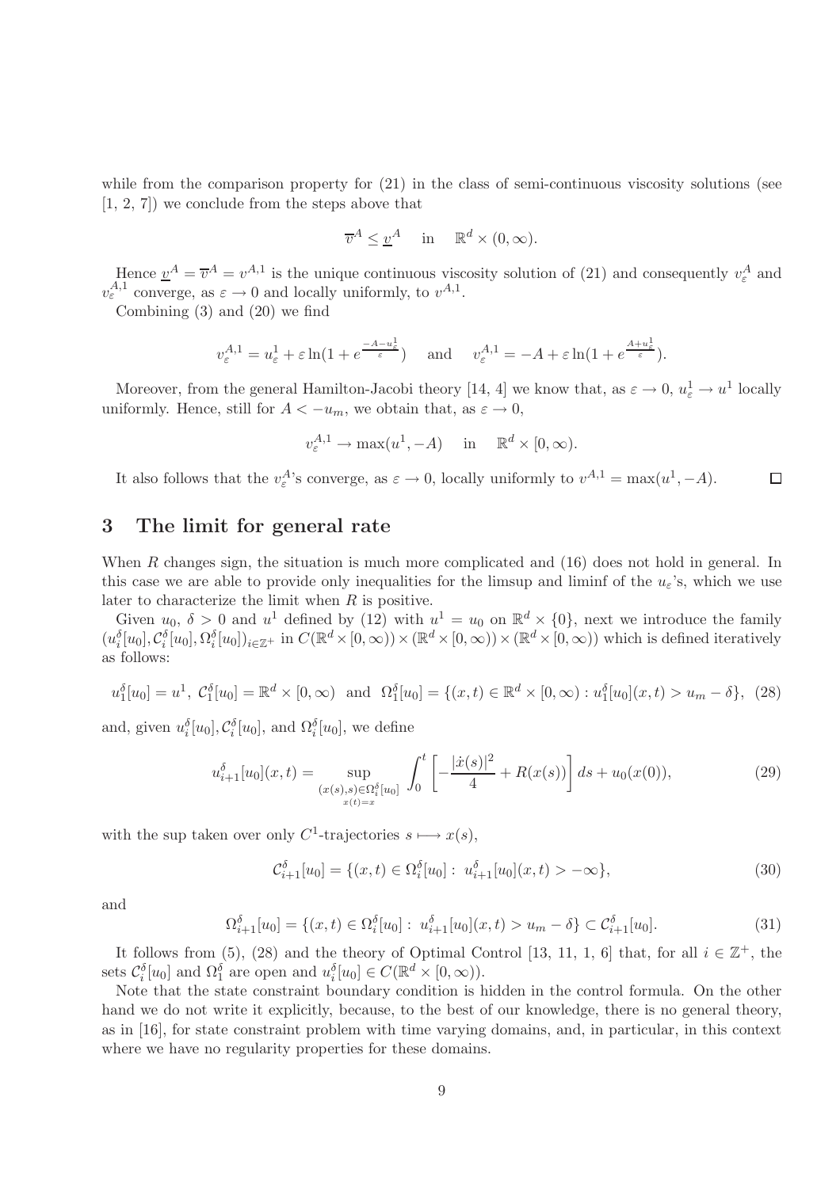while from the comparison property for (21) in the class of semi-continuous viscosity solutions (see [1, 2, 7]) we conclude from the steps above that

$$\overline{v}^A \leq \underline{v}^A \quad \text{in} \quad \mathbb{R}^d \times (0,\infty).$$

Hence $\underline{v}^A = \overline{v}^A = v^{A,1}$ is the unique continuous viscosity solution of (21) and consequently $v_\varepsilon^A$ and $v_\varepsilon^{A,1}$ converge, as $\varepsilon \to 0$ and locally uniformly, to $v^{A,1}$.

Combining (3) and (20) we find

$$v_\varepsilon^{A,1} = u_\varepsilon^1 + \varepsilon \ln(1 + e^{\frac{-A-u_\varepsilon^1}{\varepsilon}}) \quad \text{and} \quad v_\varepsilon^{A,1} = -A + \varepsilon \ln(1 + e^{\frac{A+u_\varepsilon^1}{\varepsilon}}).$$

Moreover, from the general Hamilton-Jacobi theory [14, 4] we know that, as $\varepsilon \to 0$, $u_\varepsilon^1 \to u^1$ locally uniformly. Hence, still for $A < -u_m$, we obtain that, as $\varepsilon \to 0$,

$$v_\varepsilon^{A,1} \to \max(u^1, -A) \quad \text{in} \quad \mathbb{R}^d \times [0,\infty).$$

It also follows that the $v_\varepsilon^A$'s converge, as $\varepsilon \to 0$, locally uniformly to $v^{A,1} = \max(u^1, -A)$. $\square$

## 3 The limit for general rate

When $R$ changes sign, the situation is much more complicated and (16) does not hold in general. In this case we are able to provide only inequalities for the limsup and liminf of the $u_\varepsilon$'s, which we use later to characterize the limit when $R$ is positive.

Given $u_0$, $\delta > 0$ and $u^1$ defined by (12) with $u^1 = u_0$ on $\mathbb{R}^d \times \{0\}$, next we introduce the family $(u_i^\delta[u_0], \mathcal{C}_i^\delta[u_0], \Omega_i^\delta[u_0])_{i \in \mathbb{Z}^+}$ in $C(\mathbb{R}^d \times [0,\infty)) \times (\mathbb{R}^d \times [0,\infty)) \times (\mathbb{R}^d \times [0,\infty))$ which is defined iteratively as follows:

$$u_1^\delta[u_0] = u^1,\ \mathcal{C}_1^\delta[u_0] = \mathbb{R}^d \times [0,\infty) \ \text{ and } \ \Omega_1^\delta[u_0] = \{(x,t) \in \mathbb{R}^d \times [0,\infty) : u_1^\delta[u_0](x,t) > u_m - \delta\}, \quad (28)$$

and, given $u_i^\delta[u_0], \mathcal{C}_i^\delta[u_0]$, and $\Omega_i^\delta[u_0]$, we define

$$u_{i+1}^\delta[u_0](x,t) = \sup_{\substack{(x(s),s) \in \Omega_i^\delta[u_0] \\ x(t)=x}} \int_0^t \left[ -\frac{|\dot{x}(s)|^2}{4} + R(x(s)) \right] ds + u_0(x(0)), \quad (29)$$

with the sup taken over only $C^1$-trajectories $s \longmapsto x(s)$,

$$\mathcal{C}_{i+1}^\delta[u_0] = \{(x,t) \in \Omega_i^\delta[u_0] : \ u_{i+1}^\delta[u_0](x,t) > -\infty\}, \quad (30)$$

and

$$\Omega_{i+1}^\delta[u_0] = \{(x,t) \in \Omega_i^\delta[u_0] : \ u_{i+1}^\delta[u_0](x,t) > u_m - \delta\} \subset \mathcal{C}_{i+1}^\delta[u_0]. \quad (31)$$

It follows from (5), (28) and the theory of Optimal Control [13, 11, 1, 6] that, for all $i \in \mathbb{Z}^+$, the sets $\mathcal{C}_i^\delta[u_0]$ and $\Omega_1^\delta$ are open and $u_i^\delta[u_0] \in C(\mathbb{R}^d \times [0,\infty))$.

Note that the state constraint boundary condition is hidden in the control formula. On the other hand we do not write it explicitly, because, to the best of our knowledge, there is no general theory, as in [16], for state constraint problem with time varying domains, and, in particular, in this context where we have no regularity properties for these domains.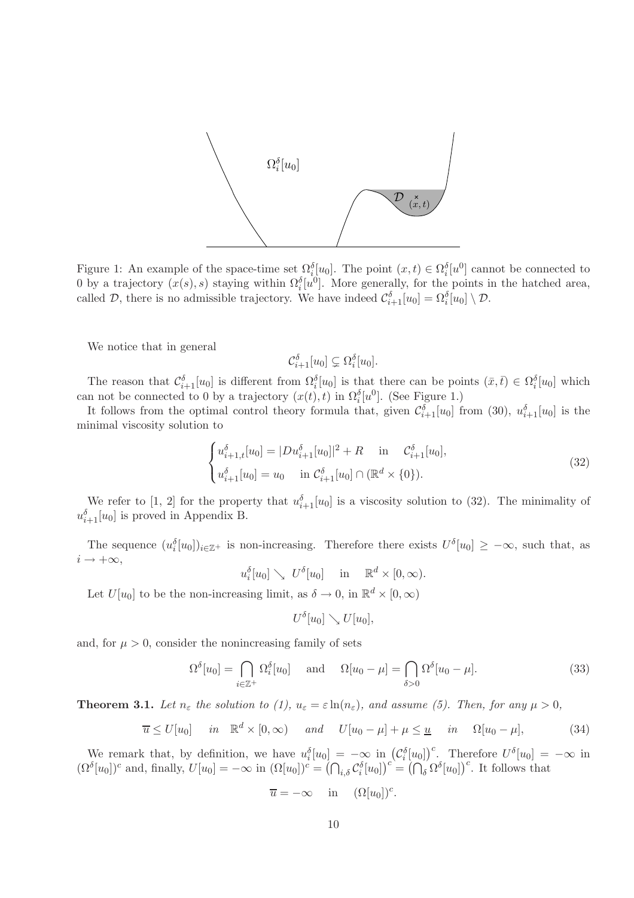Figure 1: An example of the space-time set $\Omega_i^\delta[u_0]$. The point $(x,t) \in \Omega_i^\delta[u^0]$ cannot be connected to 0 by a trajectory $(x(s),s)$ staying within $\Omega_i^\delta[u^0]$. More generally, for the points in the hatched area, called $\mathcal{D}$, there is no admissible trajectory. We have indeed $\mathcal{C}_{i+1}^\delta[u_0] = \Omega_i^\delta[u_0] \setminus \mathcal{D}$.

We notice that in general

$$\mathcal{C}_{i+1}^\delta[u_0] \subsetneq \Omega_i^\delta[u_0].$$

The reason that $\mathcal{C}_{i+1}^\delta[u_0]$ is different from $\Omega_i^\delta[u_0]$ is that there can be points $(\bar{x},\bar{t}) \in \Omega_i^\delta[u_0]$ which can not be connected to 0 by a trajectory $(x(t),t)$ in $\Omega_i^\delta[u^0]$. (See Figure 1.)

It follows from the optimal control theory formula that, given $\mathcal{C}_{i+1}^\delta[u_0]$ from (30), $u_{i+1}^\delta[u_0]$ is the minimal viscosity solution to

$$\begin{cases} u_{i+1,t}^\delta[u_0] = |Du_{i+1}^\delta[u_0]|^2 + R \quad \text{ in } \quad \mathcal{C}_{i+1}^\delta[u_0], \\ u_{i+1}^\delta[u_0] = u_0 \quad \text{ in } \mathcal{C}_{i+1}^\delta[u_0] \cap (\mathbb{R}^d \times \{0\}). \end{cases} \tag{32}$$

We refer to [1, 2] for the property that $u_{i+1}^\delta[u_0]$ is a viscosity solution to (32). The minimality of $u_{i+1}^\delta[u_0]$ is proved in Appendix B.

The sequence $(u_i^\delta[u_0])_{i\in\mathbb{Z}^+}$ is non-increasing. Therefore there exists $U^\delta[u_0] \geq -\infty$, such that, as $i \to +\infty$,

$$u_i^\delta[u_0] \searrow U^\delta[u_0] \quad \text{in} \quad \mathbb{R}^d \times [0,\infty).$$

Let $U[u_0]$ to be the non-increasing limit, as $\delta \to 0$, in $\mathbb{R}^d \times [0,\infty)$

$$U^\delta[u_0] \searrow U[u_0],$$

and, for $\mu > 0$, consider the nonincreasing family of sets

$$\Omega^\delta[u_0] = \bigcap_{i\in\mathbb{Z}^+} \Omega_i^\delta[u_0] \quad \text{and} \quad \Omega[u_0 - \mu] = \bigcap_{\delta>0} \Omega^\delta[u_0 - \mu]. \tag{33}$$

**Theorem 3.1.** *Let $n_\varepsilon$ the solution to (1), $u_\varepsilon = \varepsilon \ln(n_\varepsilon)$, and assume (5). Then, for any $\mu > 0$,*

$$\overline{u} \leq U[u_0] \quad \text{in} \quad \mathbb{R}^d \times [0,\infty) \quad \text{and} \quad U[u_0 - \mu] + \mu \leq \underline{u} \quad \text{in} \quad \Omega[u_0 - \mu], \tag{34}$$

We remark that, by definition, we have $u_i^\delta[u_0] = -\infty$ in $\left(\mathcal{C}_i^\delta[u_0]\right)^c$. Therefore $U^\delta[u_0] = -\infty$ in $(\Omega^\delta[u_0])^c$ and, finally, $U[u_0] = -\infty$ in $(\Omega[u_0])^c = \left(\bigcap_{i,\delta} \mathcal{C}_i^\delta[u_0]\right)^c = \left(\bigcap_\delta \Omega^\delta[u_0]\right)^c$. It follows that

$$\overline{u} = -\infty \quad \text{in} \quad (\Omega[u_0])^c.$$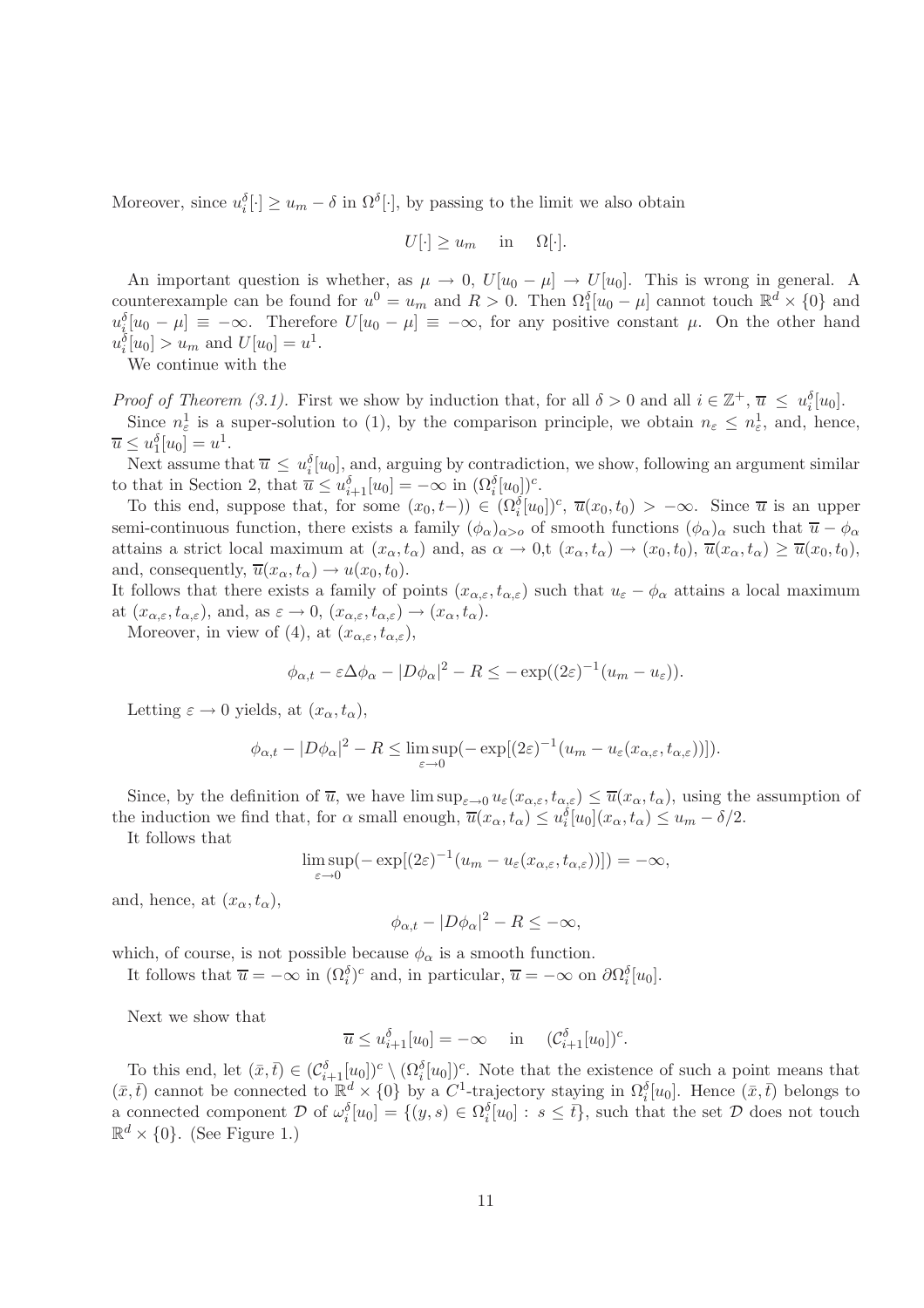Moreover, since $u_i^\delta[\cdot] \geq u_m - \delta$ in $\Omega^\delta[\cdot]$, by passing to the limit we also obtain

$$U[\cdot] \geq u_m \quad \text{in} \quad \Omega[\cdot].$$

An important question is whether, as $\mu \to 0$, $U[u_0 - \mu] \to U[u_0]$. This is wrong in general. A counterexample can be found for $u^0 = u_m$ and $R > 0$. Then $\Omega_1^\delta[u_0 - \mu]$ cannot touch $\mathbb{R}^d \times \{0\}$ and $u_i^\delta[u_0 - \mu] \equiv -\infty$. Therefore $U[u_0 - \mu] \equiv -\infty$, for any positive constant $\mu$. On the other hand $u_i^\delta[u_0] > u_m$ and $U[u_0] = u^1$.

We continue with the

*Proof of Theorem (3.1).* First we show by induction that, for all $\delta > 0$ and all $i \in \mathbb{Z}^+$, $\overline{u} \leq u_i^\delta[u_0]$.

Since $n_\varepsilon^1$ is a super-solution to (1), by the comparison principle, we obtain $n_\varepsilon \leq n_\varepsilon^1$, and, hence, $\overline{u} \leq u_1^\delta[u_0] = u^1$.

Next assume that $\overline{u} \leq u_i^\delta[u_0]$, and, arguing by contradiction, we show, following an argument similar to that in Section 2, that $\overline{u} \leq u_{i+1}^\delta[u_0] = -\infty$ in $(\Omega_i^\delta[u_0])^c$.

To this end, suppose that, for some $(x_0, t-)) \in (\Omega_i^\delta[u_0])^c$, $\overline{u}(x_0, t_0) > -\infty$. Since $\overline{u}$ is an upper semi-continuous function, there exists a family $(\phi_\alpha)_{\alpha > o}$ of smooth functions $(\phi_\alpha)_\alpha$ such that $\overline{u} - \phi_\alpha$ attains a strict local maximum at $(x_\alpha, t_\alpha)$ and, as $\alpha \to 0$,t $(x_\alpha, t_\alpha) \to (x_0, t_0)$, $\overline{u}(x_\alpha, t_\alpha) \geq \overline{u}(x_0, t_0)$, and, consequently, $\overline{u}(x_\alpha, t_\alpha) \to u(x_0, t_0)$.

It follows that there exists a family of points $(x_{\alpha,\varepsilon}, t_{\alpha,\varepsilon})$ such that $u_\varepsilon - \phi_\alpha$ attains a local maximum at $(x_{\alpha,\varepsilon}, t_{\alpha,\varepsilon})$, and, as $\varepsilon \to 0$, $(x_{\alpha,\varepsilon}, t_{\alpha,\varepsilon}) \to (x_\alpha, t_\alpha)$.

Moreover, in view of (4), at $(x_{\alpha,\varepsilon}, t_{\alpha,\varepsilon})$,

$$\phi_{\alpha,t} - \varepsilon \Delta \phi_\alpha - |D\phi_\alpha|^2 - R \leq -\exp((2\varepsilon)^{-1}(u_m - u_\varepsilon)).$$

Letting $\varepsilon \to 0$ yields, at $(x_\alpha, t_\alpha)$,

$$\phi_{\alpha,t} - |D\phi_\alpha|^2 - R \leq \limsup_{\varepsilon \to 0}(-\exp[(2\varepsilon)^{-1}(u_m - u_\varepsilon(x_{\alpha,\varepsilon}, t_{\alpha,\varepsilon}))]).$$

Since, by the definition of $\overline{u}$, we have $\limsup_{\varepsilon \to 0} u_\varepsilon(x_{\alpha,\varepsilon}, t_{\alpha,\varepsilon}) \leq \overline{u}(x_\alpha, t_\alpha)$, using the assumption of the induction we find that, for $\alpha$ small enough, $\overline{u}(x_\alpha, t_\alpha) \leq u_i^\delta[u_0](x_\alpha, t_\alpha) \leq u_m - \delta/2$.

It follows that

$$\limsup_{\varepsilon \to 0}(-\exp[(2\varepsilon)^{-1}(u_m - u_\varepsilon(x_{\alpha,\varepsilon}, t_{\alpha,\varepsilon}))]) = -\infty,$$

and, hence, at $(x_\alpha, t_\alpha)$,

$$\phi_{\alpha,t} - |D\phi_\alpha|^2 - R \leq -\infty,$$

which, of course, is not possible because $\phi_\alpha$ is a smooth function.

It follows that $\overline{u} = -\infty$ in $(\Omega_i^\delta)^c$ and, in particular, $\overline{u} = -\infty$ on $\partial\Omega_i^\delta[u_0]$.

Next we show that

$$\overline{u} \leq u_{i+1}^\delta[u_0] = -\infty \quad \text{in} \quad (\mathcal{C}_{i+1}^\delta[u_0])^c.$$

To this end, let $(\bar{x}, \bar{t}) \in (\mathcal{C}_{i+1}^\delta[u_0])^c \setminus (\Omega_i^\delta[u_0])^c$. Note that the existence of such a point means that $(\bar{x}, \bar{t})$ cannot be connected to $\mathbb{R}^d \times \{0\}$ by a $C^1$-trajectory staying in $\Omega_i^\delta[u_0]$. Hence $(\bar{x}, \bar{t})$ belongs to a connected component $\mathcal{D}$ of $\omega_i^\delta[u_0] = \{(y, s) \in \Omega_i^\delta[u_0] : s \leq \bar{t}\}$, such that the set $\mathcal{D}$ does not touch $\mathbb{R}^d \times \{0\}$. (See Figure 1.)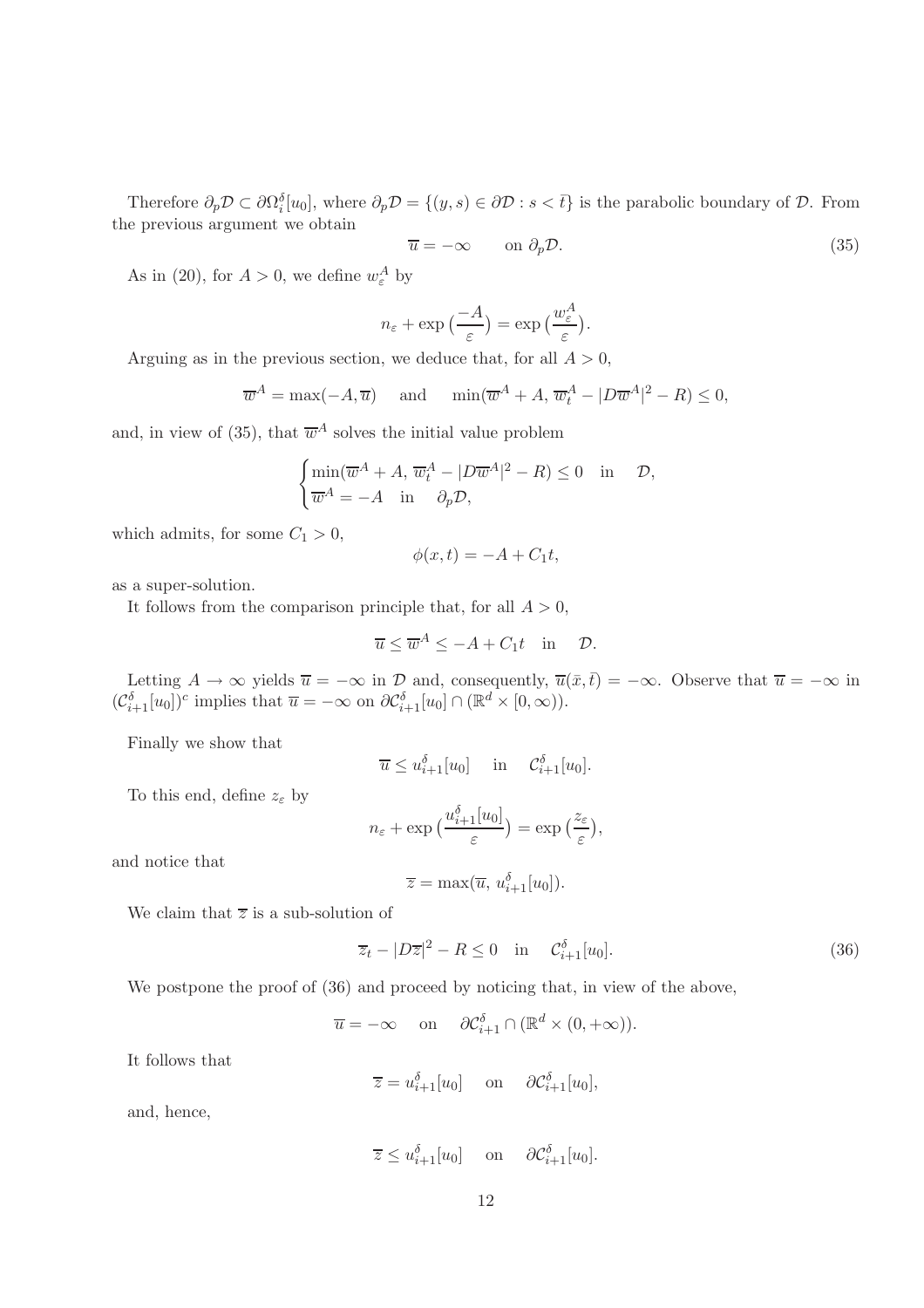Therefore $\partial_p \mathcal{D} \subset \partial \Omega_i^\delta[u_0]$, where $\partial_p \mathcal{D} = \{(y,s) \in \partial \mathcal{D} : s < \bar{t}\}$ is the parabolic boundary of $\mathcal{D}$. From the previous argument we obtain

$$\overline{u} = -\infty \qquad \text{on } \partial_p \mathcal{D}. \tag{35}$$

As in (20), for $A > 0$, we define $w_\varepsilon^A$ by

$$n_\varepsilon + \exp\big(\frac{-A}{\varepsilon}\big) = \exp\big(\frac{w_\varepsilon^A}{\varepsilon}\big).$$

Arguing as in the previous section, we deduce that, for all $A > 0$,

$$\overline{w}^A = \max(-A, \overline{u}) \quad \text{ and } \quad \min(\overline{w}^A + A, \overline{w}_t^A - |D\overline{w}^A|^2 - R) \leq 0,$$

and, in view of (35), that $\overline{w}^A$ solves the initial value problem

$$\begin{cases} \min(\overline{w}^A + A, \overline{w}_t^A - |D\overline{w}^A|^2 - R) \leq 0 \quad \text{in} \quad \mathcal{D}, \\ \overline{w}^A = -A \quad \text{in} \quad \partial_p \mathcal{D}, \end{cases}$$

which admits, for some $C_1 > 0$,

$$\phi(x,t) = -A + C_1 t,$$

as a super-solution.

It follows from the comparison principle that, for all $A > 0$,

$$\overline{u} \leq \overline{w}^A \leq -A + C_1 t \quad \text{in} \quad \mathcal{D}.$$

Letting $A \to \infty$ yields $\overline{u} = -\infty$ in $\mathcal{D}$ and, consequently, $\overline{u}(\bar{x}, \bar{t}) = -\infty$. Observe that $\overline{u} = -\infty$ in $(\mathcal{C}_{i+1}^\delta[u_0])^c$ implies that $\overline{u} = -\infty$ on $\partial \mathcal{C}_{i+1}^\delta[u_0] \cap (\mathbb{R}^d \times [0, \infty))$.

Finally we show that

$$\overline{u} \leq u_{i+1}^\delta[u_0] \quad \text{ in } \quad \mathcal{C}_{i+1}^\delta[u_0].$$

To this end, define $z_\varepsilon$ by

$$n_\varepsilon + \exp\big(\frac{u_{i+1}^\delta[u_0]}{\varepsilon}\big) = \exp\big(\frac{z_\varepsilon}{\varepsilon}\big),$$

and notice that

$$\overline{z} = \max(\overline{u},\, u_{i+1}^\delta[u_0]).$$

We claim that $\overline{z}$ is a sub-solution of

$$\overline{z}_t - |D\overline{z}|^2 - R \leq 0 \quad \text{in} \quad \mathcal{C}_{i+1}^\delta[u_0]. \tag{36}$$

We postpone the proof of (36) and proceed by noticing that, in view of the above,

$$\overline{u} = -\infty \quad \text{ on } \quad \partial \mathcal{C}_{i+1}^\delta \cap (\mathbb{R}^d \times (0, +\infty)).$$

It follows that

$$\overline{z} = u_{i+1}^\delta[u_0] \quad \text{ on } \quad \partial \mathcal{C}_{i+1}^\delta[u_0],$$

and, hence,

$$\overline{z} \leq u_{i+1}^\delta[u_0] \quad \text{ on } \quad \partial \mathcal{C}_{i+1}^\delta[u_0].$$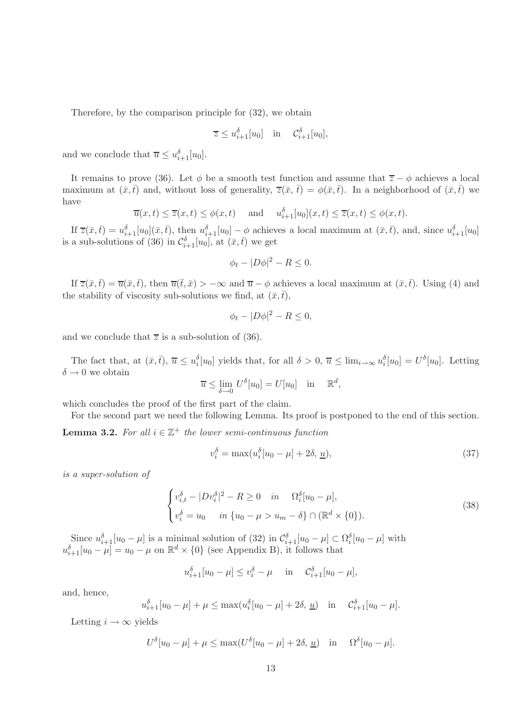Therefore, by the comparison principle for (32), we obtain

$$\overline{z} \le u_{i+1}^{\delta}[u_0] \quad \text{in} \quad \mathcal{C}_{i+1}^{\delta}[u_0],$$

and we conclude that $\overline{u} \le u_{i+1}^{\delta}[u_0]$.

It remains to prove (36). Let $\phi$ be a smooth test function and assume that $\overline{z} - \phi$ achieves a local maximum at $(\bar{x}, \bar{t})$ and, without loss of generality, $\overline{z}(\bar{x}, \bar{t}) = \phi(\bar{x}, \bar{t})$. In a neighborhood of $(\bar{x}, \bar{t})$ we have

$$\overline{u}(x,t) \le \overline{z}(x,t) \le \phi(x,t) \quad \text{and} \quad u_{i+1}^{\delta}[u_0](x,t) \le \overline{z}(x,t) \le \phi(x,t).$$

If $\overline{z}(\bar{x}, \bar{t}) = u_{i+1}^{\delta}[u_0](\bar{x}, \bar{t})$, then $u_{i+1}^{\delta}[u_0] - \phi$ achieves a local maximum at $(\bar{x}, \bar{t})$, and, since $u_{i+1}^{\delta}[u_0]$ is a sub-solutions of (36) in $\mathcal{C}_{i+1}^{\delta}[u_0]$, at $(\bar{x}, \bar{t})$ we get

$$\phi_t - |D\phi|^2 - R \le 0.$$

If $\overline{z}(\bar{x}, \bar{t}) = \overline{u}(\bar{x}, \bar{t})$, then $\overline{u}(\bar{t}, \bar{x}) > -\infty$ and $\overline{u} - \phi$ achieves a local maximum at $(\bar{x}, \bar{t})$. Using (4) and the stability of viscosity sub-solutions we find, at $(\bar{x}, \bar{t})$,

$$\phi_t - |D\phi|^2 - R \le 0,$$

and we conclude that $\overline{z}$ is a sub-solution of (36).

The fact that, at $(\bar{x}, \bar{t})$, $\overline{u} \le u_i^{\delta}[u_0]$ yields that, for all $\delta > 0$, $\overline{u} \le \lim_{i\to\infty} u_i^{\delta}[u_0] = U^{\delta}[u_0]$. Letting $\delta \to 0$ we obtain

$$\overline{u} \le \lim_{\delta \to 0} U^{\delta}[u_0] = U[u_0] \quad \text{in} \quad \mathbb{R}^d,$$

which concludes the proof of the first part of the claim.

For the second part we need the following Lemma. Its proof is postponed to the end of this section.

**Lemma 3.2.** *For all $i \in \mathbb{Z}^+$ the lower semi-continuous function*

$$v_i^{\delta} = \max(u_i^{\delta}[u_0 - \mu] + 2\delta, \underline{u}), \tag{37}$$

*is a super-solution of*

$$\begin{cases} v_{i,t}^{\delta} - |Dv_i^{\delta}|^2 - R \ge 0 & \text{in} \quad \Omega_i^{\delta}[u_0 - \mu], \\ v_i^{\delta} = u_0 & \text{in } \{u_0 - \mu > u_m - \delta\} \cap (\mathbb{R}^d \times \{0\}). \end{cases} \tag{38}$$

Since $u_{i+1}^{\delta}[u_0 - \mu]$ is a minimal solution of (32) in $\mathcal{C}_{i+1}^{\delta}[u_0 - \mu] \subset \Omega_i^{\delta}[u_0 - \mu]$ with $u_{i+1}^{\delta}[u_0 - \mu] = u_0 - \mu$ on $\mathbb{R}^d \times \{0\}$ (see Appendix B), it follows that

$$u_{i+1}^{\delta}[u_0 - \mu] \le v_i^{\delta} - \mu \quad \text{in} \quad \mathcal{C}_{i+1}^{\delta}[u_0 - \mu],$$

and, hence,

$$u_{i+1}^{\delta}[u_0 - \mu] + \mu \le \max(u_i^{\delta}[u_0 - \mu] + 2\delta, \underline{u}) \quad \text{in} \quad \mathcal{C}_{i+1}^{\delta}[u_0 - \mu].$$

Letting $i \to \infty$ yields

$$U^{\delta}[u_0 - \mu] + \mu \le \max(U^{\delta}[u_0 - \mu] + 2\delta, \underline{u}) \quad \text{in} \quad \Omega^{\delta}[u_0 - \mu].$$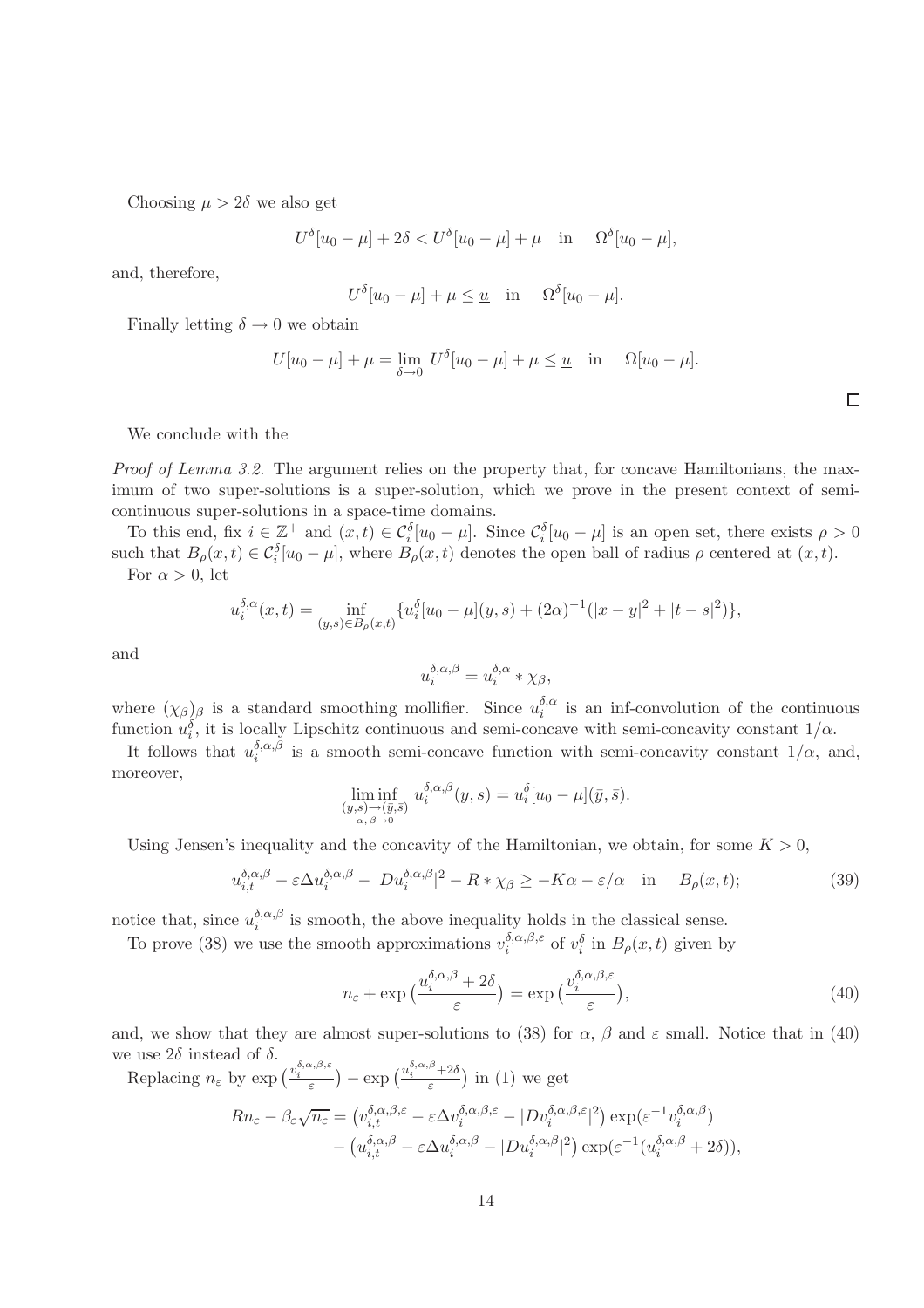Choosing $\mu > 2\delta$ we also get

$$U^\delta[u_0 - \mu] + 2\delta < U^\delta[u_0 - \mu] + \mu \quad \text{in} \quad \Omega^\delta[u_0 - \mu],$$

and, therefore,

$$U^\delta[u_0 - \mu] + \mu \leq \underline{u} \quad \text{in} \quad \Omega^\delta[u_0 - \mu].$$

Finally letting $\delta \to 0$ we obtain

$$U[u_0 - \mu] + \mu = \lim_{\delta \to 0} U^\delta[u_0 - \mu] + \mu \leq \underline{u} \quad \text{in} \quad \Omega[u_0 - \mu].$$

□

We conclude with the

*Proof of Lemma 3.2.* The argument relies on the property that, for concave Hamiltonians, the maximum of two super-solutions is a super-solution, which we prove in the present context of semi-continuous super-solutions in a space-time domains.

To this end, fix $i \in \mathbb{Z}^+$ and $(x,t) \in \mathcal{C}_i^\delta[u_0 - \mu]$. Since $\mathcal{C}_i^\delta[u_0 - \mu]$ is an open set, there exists $\rho > 0$ such that $B_\rho(x,t) \in \mathcal{C}_i^\delta[u_0 - \mu]$, where $B_\rho(x,t)$ denotes the open ball of radius $\rho$ centered at $(x,t)$.

For $\alpha > 0$, let

$$u_i^{\delta,\alpha}(x,t) = \inf_{(y,s) \in B_\rho(x,t)} \{ u_i^\delta[u_0 - \mu](y,s) + (2\alpha)^{-1}(|x-y|^2 + |t-s|^2) \},$$

and

$$u_i^{\delta,\alpha,\beta} = u_i^{\delta,\alpha} * \chi_\beta,$$

where $(\chi_\beta)_\beta$ is a standard smoothing mollifier. Since $u_i^{\delta,\alpha}$ is an inf-convolution of the continuous function $u_i^\delta$, it is locally Lipschitz continuous and semi-concave with semi-concavity constant $1/\alpha$.

It follows that $u_i^{\delta,\alpha,\beta}$ is a smooth semi-concave function with semi-concavity constant $1/\alpha$, and, moreover,

$$\liminf_{\substack{(y,s) \to (\bar{y},\bar{s}) \\ \alpha,\, \beta \to 0}} u_i^{\delta,\alpha,\beta}(y,s) = u_i^\delta[u_0 - \mu](\bar{y},\bar{s}).$$

Using Jensen's inequality and the concavity of the Hamiltonian, we obtain, for some $K > 0$,

$$u_{i,t}^{\delta,\alpha,\beta} - \varepsilon \Delta u_i^{\delta,\alpha,\beta} - |Du_i^{\delta,\alpha,\beta}|^2 - R * \chi_\beta \geq -K\alpha - \varepsilon/\alpha \quad \text{in} \quad B_\rho(x,t); \tag{39}$$

notice that, since $u_i^{\delta,\alpha,\beta}$ is smooth, the above inequality holds in the classical sense.

To prove (38) we use the smooth approximations $v_i^{\delta,\alpha,\beta,\varepsilon}$ of $v_i^\delta$ in $B_\rho(x,t)$ given by

$$n_\varepsilon + \exp\big(\frac{u_i^{\delta,\alpha,\beta} + 2\delta}{\varepsilon}\big) = \exp\big(\frac{v_i^{\delta,\alpha,\beta,\varepsilon}}{\varepsilon}\big), \tag{40}$$

and, we show that they are almost super-solutions to (38) for $\alpha$, $\beta$ and $\varepsilon$ small. Notice that in (40) we use $2\delta$ instead of $\delta$.

Replacing $n_\varepsilon$ by $\exp\big(\frac{v_i^{\delta,\alpha,\beta,\varepsilon}}{\varepsilon}\big) - \exp\big(\frac{u_i^{\delta,\alpha,\beta}+2\delta}{\varepsilon}\big)$ in (1) we get

$$\begin{aligned}
Rn_\varepsilon - \beta_\varepsilon \sqrt{n_\varepsilon} = &\left( v_{i,t}^{\delta,\alpha,\beta,\varepsilon} - \varepsilon \Delta v_i^{\delta,\alpha,\beta,\varepsilon} - |Dv_i^{\delta,\alpha,\beta,\varepsilon}|^2 \right) \exp(\varepsilon^{-1} v_i^{\delta,\alpha,\beta}) \\
&- \left( u_{i,t}^{\delta,\alpha,\beta} - \varepsilon \Delta u_i^{\delta,\alpha,\beta} - |Du_i^{\delta,\alpha,\beta}|^2 \right) \exp(\varepsilon^{-1}(u_i^{\delta,\alpha,\beta} + 2\delta)),
\end{aligned}$$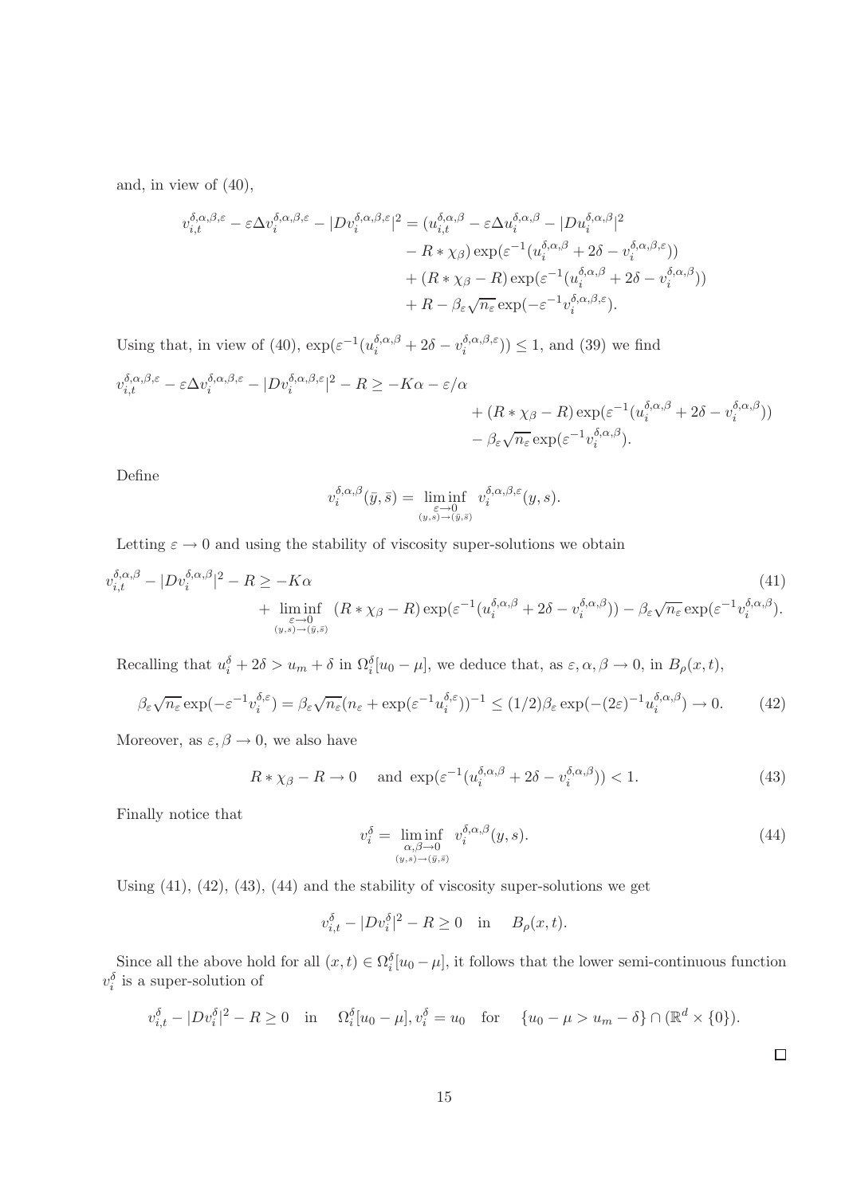and, in view of (40),

$$
\begin{aligned}
v_{i,t}^{\delta,\alpha,\beta,\varepsilon} - \varepsilon\Delta v_i^{\delta,\alpha,\beta,\varepsilon} - |Dv_i^{\delta,\alpha,\beta,\varepsilon}|^2 = (u_{i,t}^{\delta,\alpha,\beta} &- \varepsilon\Delta u_i^{\delta,\alpha,\beta} - |Du_i^{\delta,\alpha,\beta}|^2 \\
&- R*\chi_\beta)\exp(\varepsilon^{-1}(u_i^{\delta,\alpha,\beta} + 2\delta - v_i^{\delta,\alpha,\beta,\varepsilon})) \\
&+ (R*\chi_\beta - R)\exp(\varepsilon^{-1}(u_i^{\delta,\alpha,\beta} + 2\delta - v_i^{\delta,\alpha,\beta})) \\
&+ R - \beta_\varepsilon\sqrt{n_\varepsilon}\exp(-\varepsilon^{-1}v_i^{\delta,\alpha,\beta,\varepsilon}).
\end{aligned}
$$

Using that, in view of (40), $\exp(\varepsilon^{-1}(u_i^{\delta,\alpha,\beta} + 2\delta - v_i^{\delta,\alpha,\beta,\varepsilon})) \le 1$, and (39) we find

$$
\begin{aligned}
v_{i,t}^{\delta,\alpha,\beta,\varepsilon} - \varepsilon\Delta v_i^{\delta,\alpha,\beta,\varepsilon} - |Dv_i^{\delta,\alpha,\beta,\varepsilon}|^2 - R \ge -K\alpha - \varepsilon/\alpha& \\
+ (R*\chi_\beta - R)&\exp(\varepsilon^{-1}(u_i^{\delta,\alpha,\beta} + 2\delta - v_i^{\delta,\alpha,\beta})) \\
- \beta_\varepsilon&\sqrt{n_\varepsilon}\exp(\varepsilon^{-1}v_i^{\delta,\alpha,\beta}).
\end{aligned}
$$

Define

$$
v_i^{\delta,\alpha,\beta}(\bar{y},\bar{s}) = \liminf_{\substack{\varepsilon\to 0\\(y,s)\to(\bar{y},\bar{s})}} v_i^{\delta,\alpha,\beta,\varepsilon}(y,s).
$$

Letting $\varepsilon \to 0$ and using the stability of viscosity super-solutions we obtain

$$
\begin{aligned}
v_{i,t}^{\delta,\alpha,\beta} - |Dv_i^{\delta,\alpha,\beta}|^2 - R \ge& -K\alpha \qquad (41)\\
&+ \liminf_{\substack{\varepsilon\to 0\\(y,s)\to(\bar{y},\bar{s})}} (R*\chi_\beta - R)\exp(\varepsilon^{-1}(u_i^{\delta,\alpha,\beta} + 2\delta - v_i^{\delta,\alpha,\beta})) - \beta_\varepsilon\sqrt{n_\varepsilon}\exp(\varepsilon^{-1}v_i^{\delta,\alpha,\beta}).
\end{aligned}
$$

Recalling that $u_i^\delta + 2\delta > u_m + \delta$ in $\Omega_i^\delta[u_0 - \mu]$, we deduce that, as $\varepsilon, \alpha, \beta \to 0$, in $B_\rho(x,t)$,

$$
\beta_\varepsilon\sqrt{n_\varepsilon}\exp(-\varepsilon^{-1}v_i^{\delta,\varepsilon}) = \beta_\varepsilon\sqrt{n_\varepsilon}(n_\varepsilon + \exp(\varepsilon^{-1}u_i^{\delta,\varepsilon}))^{-1} \le (1/2)\beta_\varepsilon\exp(-(2\varepsilon)^{-1}u_i^{\delta,\alpha,\beta}) \to 0. \qquad (42)
$$

Moreover, as $\varepsilon, \beta \to 0$, we also have

$$
R*\chi_\beta - R \to 0 \quad \text{ and } \exp(\varepsilon^{-1}(u_i^{\delta,\alpha,\beta} + 2\delta - v_i^{\delta,\alpha,\beta})) < 1. \qquad (43)
$$

Finally notice that

$$
v_i^\delta = \liminf_{\substack{\alpha,\beta\to 0\\(y,s)\to(\bar{y},\bar{s})}} v_i^{\delta,\alpha,\beta}(y,s). \qquad (44)
$$

Using (41), (42), (43), (44) and the stability of viscosity super-solutions we get

$$
v_{i,t}^\delta - |Dv_i^\delta|^2 - R \ge 0 \quad \text{in} \quad B_\rho(x,t).
$$

Since all the above hold for all $(x,t) \in \Omega_i^\delta[u_0 - \mu]$, it follows that the lower semi-continuous function $v_i^\delta$ is a super-solution of

$$
v_{i,t}^\delta - |Dv_i^\delta|^2 - R \ge 0 \quad \text{in} \quad \Omega_i^\delta[u_0 - \mu], v_i^\delta = u_0 \quad \text{for} \quad \{u_0 - \mu > u_m - \delta\} \cap (\mathbb{R}^d \times \{0\}).
$$

□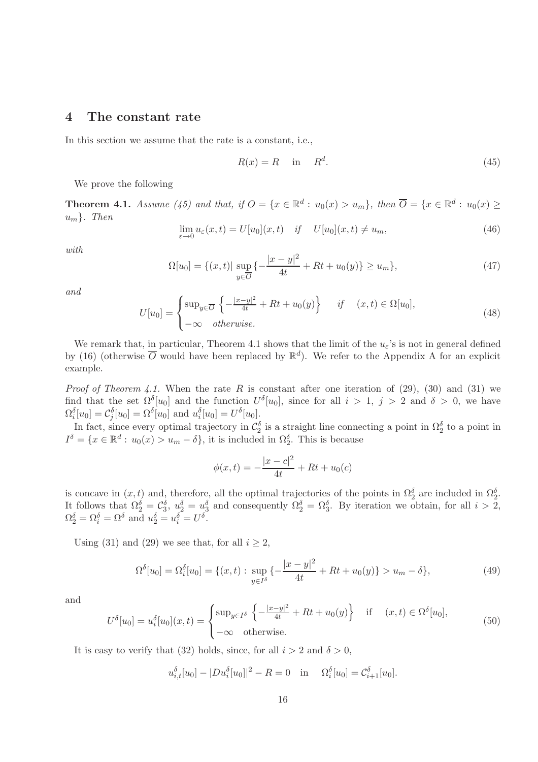## 4 The constant rate

In this section we assume that the rate is a constant, i.e.,

$$R(x) = R \quad \text{in} \quad R^d. \tag{45}$$

We prove the following

**Theorem 4.1.** *Assume (45) and that, if $O = \{x \in \mathbb{R}^d : u_0(x) > u_m\}$, then $\overline{O} = \{x \in \mathbb{R}^d : u_0(x) \geq u_m\}$. Then*

$$\lim_{\varepsilon \to 0} u_\varepsilon(x,t) = U[u_0](x,t) \quad \text{if} \quad U[u_0](x,t) \neq u_m, \tag{46}$$

*with*

$$\Omega[u_0] = \{(x,t) | \sup_{y \in \overline{O}} \{-\frac{|x-y|^2}{4t} + Rt + u_0(y)\} \geq u_m\}, \tag{47}$$

*and*

$$U[u_0] = \begin{cases} \sup_{y \in \overline{O}} \left\{-\frac{|x-y|^2}{4t} + Rt + u_0(y)\right\} & \text{if} \quad (x,t) \in \Omega[u_0], \\ -\infty \quad \text{otherwise.} \end{cases} \tag{48}$$

We remark that, in particular, Theorem 4.1 shows that the limit of the $u_\varepsilon$'s is not in general defined by (16) (otherwise $\overline{O}$ would have been replaced by $\mathbb{R}^d$). We refer to the Appendix A for an explicit example.

*Proof of Theorem 4.1.* When the rate $R$ is constant after one iteration of (29), (30) and (31) we find that the set $\Omega^\delta[u_0]$ and the function $U^\delta[u_0]$, since for all $i > 1$, $j > 2$ and $\delta > 0$, we have $\Omega_i^\delta[u_0] = \mathcal{C}_j^\delta[u_0] = \Omega^\delta[u_0]$ and $u_i^\delta[u_0] = U^\delta[u_0]$.

In fact, since every optimal trajectory in $\mathcal{C}_2^\delta$ is a straight line connecting a point in $\Omega_2^\delta$ to a point in $I^\delta = \{x \in \mathbb{R}^d : u_0(x) > u_m - \delta\}$, it is included in $\Omega_2^\delta$. This is because

$$\phi(x,t) = -\frac{|x-c|^2}{4t} + Rt + u_0(c)$$

is concave in $(x,t)$ and, therefore, all the optimal trajectories of the points in $\Omega_2^\delta$ are included in $\Omega_2^\delta$. It follows that $\Omega_2^\delta = \mathcal{C}_3^\delta$, $u_2^\delta = u_3^\delta$ and consequently $\Omega_2^\delta = \Omega_3^\delta$. By iteration we obtain, for all $i > 2$, $\Omega_2^\delta = \Omega_i^\delta = \Omega^\delta$ and $u_2^\delta = u_i^\delta = U^\delta$.

Using (31) and (29) we see that, for all $i \geq 2$,

$$\Omega^\delta[u_0] = \Omega_i^\delta[u_0] = \{(x,t) : \sup_{y \in I^\delta} \{-\frac{|x-y|^2}{4t} + Rt + u_0(y)\} > u_m - \delta\}, \tag{49}$$

and

$$U^\delta[u_0] = u_i^\delta[u_0](x,t) = \begin{cases} \sup_{y \in I^\delta} \left\{-\frac{|x-y|^2}{4t} + Rt + u_0(y)\right\} & \text{if} \quad (x,t) \in \Omega^\delta[u_0], \\ -\infty \quad \text{otherwise.} \end{cases} \tag{50}$$

It is easy to verify that (32) holds, since, for all $i > 2$ and $\delta > 0$,

$$u_{i,t}^\delta[u_0] - |Du_i^\delta[u_0]|^2 - R = 0 \quad \text{in} \quad \Omega_i^\delta[u_0] = \mathcal{C}_{i+1}^\delta[u_0].$$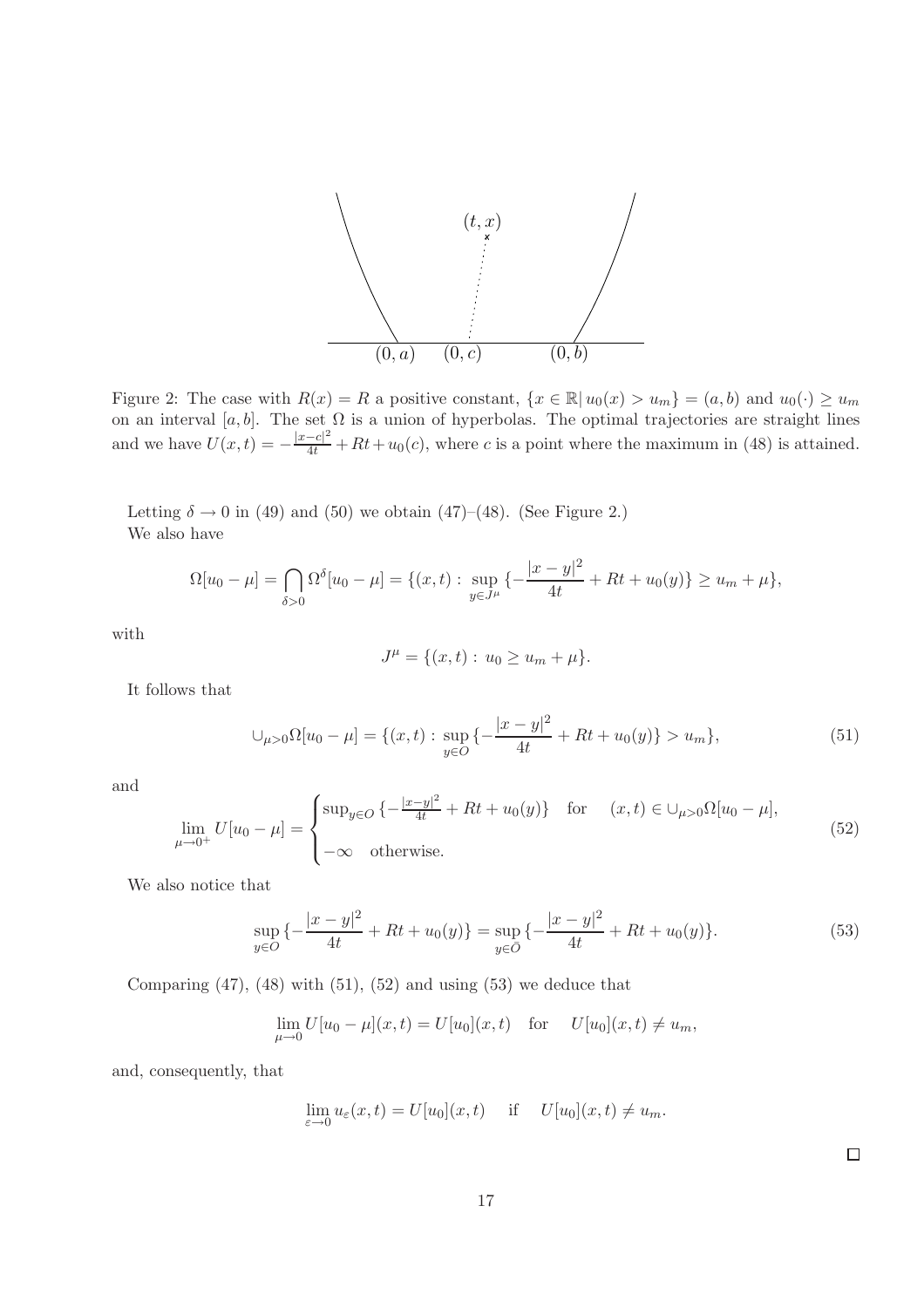Figure 2: The case with $R(x) = R$ a positive constant, $\{x \in \mathbb{R} | \, u_0(x) > u_m\} = (a, b)$ and $u_0(\cdot) \geq u_m$ on an interval $[a, b]$. The set $\Omega$ is a union of hyperbolas. The optimal trajectories are straight lines and we have $U(x,t) = -\frac{|x-c|^2}{4t} + Rt + u_0(c)$, where $c$ is a point where the maximum in (48) is attained.

Letting $\delta \to 0$ in (49) and (50) we obtain (47)–(48). (See Figure 2.)

We also have

$$\Omega[u_0 - \mu] = \bigcap_{\delta > 0} \Omega^\delta[u_0 - \mu] = \{(x,t) : \sup_{y \in J^\mu} \{-\frac{|x-y|^2}{4t} + Rt + u_0(y)\} \geq u_m + \mu\},$$

with

$$J^\mu = \{(x,t) : \, u_0 \geq u_m + \mu\}.$$

It follows that

$$\cup_{\mu > 0} \Omega[u_0 - \mu] = \{(x,t) : \sup_{y \in O} \{-\frac{|x-y|^2}{4t} + Rt + u_0(y)\} > u_m\}, \tag{51}$$

and

$$\lim_{\mu \to 0^+} U[u_0 - \mu] = \begin{cases} \sup_{y \in O} \{-\frac{|x-y|^2}{4t} + Rt + u_0(y)\} & \text{for} \quad (x,t) \in \cup_{\mu > 0} \Omega[u_0 - \mu], \\ -\infty \quad \text{otherwise}. \end{cases} \tag{52}$$

We also notice that

$$\sup_{y \in O} \{-\frac{|x-y|^2}{4t} + Rt + u_0(y)\} = \sup_{y \in \bar{O}} \{-\frac{|x-y|^2}{4t} + Rt + u_0(y)\}. \tag{53}$$

Comparing (47), (48) with (51), (52) and using (53) we deduce that

$$\lim_{\mu \to 0} U[u_0 - \mu](x,t) = U[u_0](x,t) \quad \text{for} \quad U[u_0](x,t) \neq u_m,$$

and, consequently, that

$$\lim_{\varepsilon \to 0} u_\varepsilon(x,t) = U[u_0](x,t) \quad \text{if} \quad U[u_0](x,t) \neq u_m.$$

□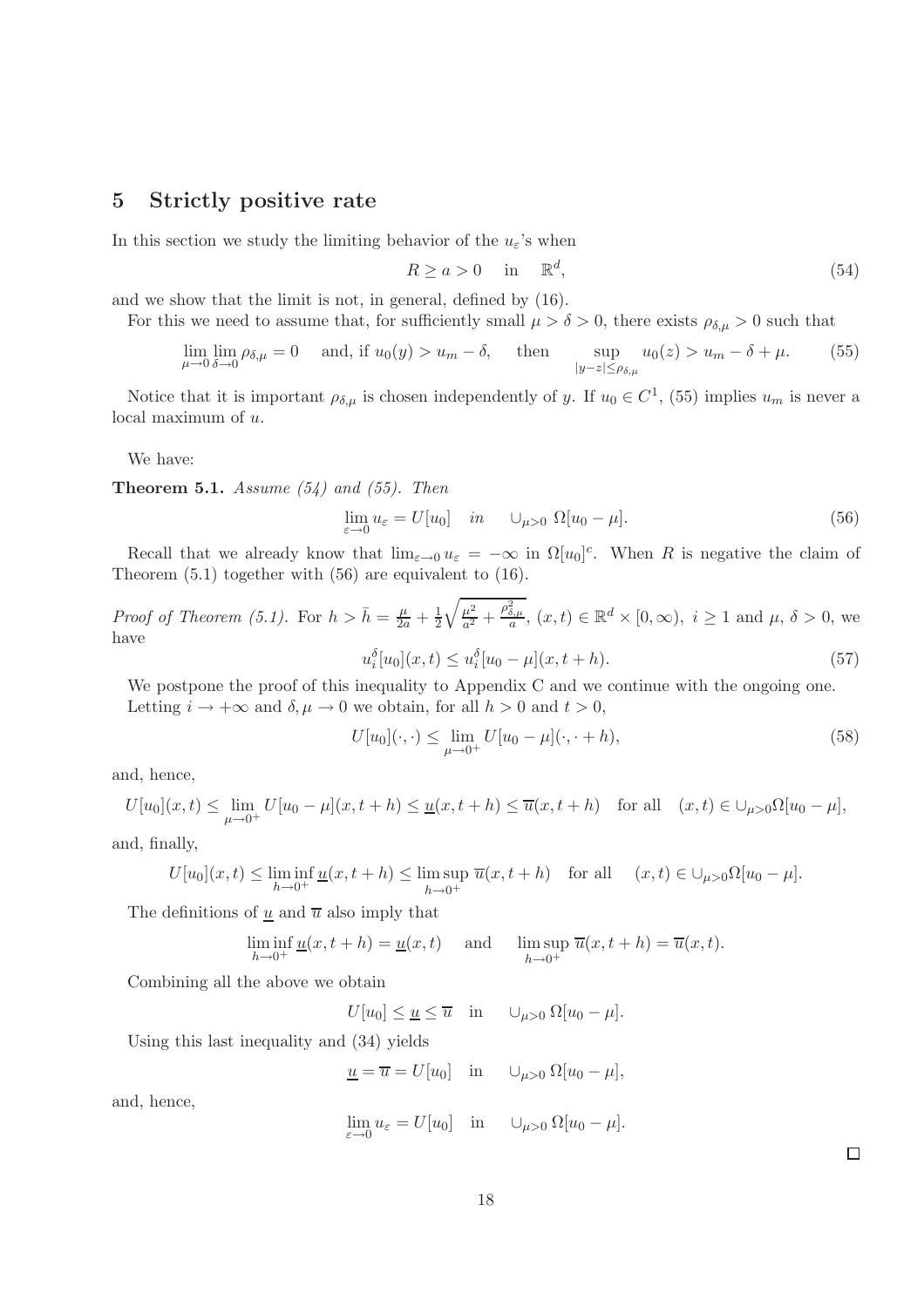## 5 Strictly positive rate

In this section we study the limiting behavior of the $u_\varepsilon$'s when

$$R \geq a > 0 \quad \text{in} \quad \mathbb{R}^d, \tag{54}$$

and we show that the limit is not, in general, defined by (16).

For this we need to assume that, for sufficiently small $\mu > \delta > 0$, there exists $\rho_{\delta,\mu} > 0$ such that

$$\lim_{\mu\to 0}\lim_{\delta\to 0}\rho_{\delta,\mu} = 0 \quad \text{ and, if } u_0(y) > u_m - \delta, \quad \text{ then } \quad \sup_{|y-z|\leq \rho_{\delta,\mu}} u_0(z) > u_m - \delta + \mu. \tag{55}$$

Notice that it is important $\rho_{\delta,\mu}$ is chosen independently of $y$. If $u_0 \in C^1$, (55) implies $u_m$ is never a local maximum of $u$.

We have:

**Theorem 5.1.** *Assume (54) and (55). Then*

$$\lim_{\varepsilon\to 0} u_\varepsilon = U[u_0] \quad \text{in} \quad \cup_{\mu>0}\ \Omega[u_0-\mu]. \tag{56}$$

Recall that we already know that $\lim_{\varepsilon\to 0} u_\varepsilon = -\infty$ in $\Omega[u_0]^c$. When $R$ is negative the claim of Theorem (5.1) together with (56) are equivalent to (16).

*Proof of Theorem (5.1).* For $h > \bar{h} = \frac{\mu}{2a} + \frac{1}{2}\sqrt{\frac{\mu^2}{a^2} + \frac{\rho^2_{\delta,\mu}}{a}}$, $(x,t) \in \mathbb{R}^d \times [0,\infty)$, $i \geq 1$ and $\mu$, $\delta > 0$, we have

$$u_i^\delta[u_0](x,t) \leq u_i^\delta[u_0-\mu](x,t+h). \tag{57}$$

We postpone the proof of this inequality to Appendix C and we continue with the ongoing one.

Letting $i \to +\infty$ and $\delta, \mu \to 0$ we obtain, for all $h > 0$ and $t > 0$,

$$U[u_0](\cdot,\cdot) \leq \lim_{\mu\to 0^+} U[u_0-\mu](\cdot,\cdot+h), \tag{58}$$

and, hence,

$$U[u_0](x,t) \leq \lim_{\mu\to 0^+} U[u_0-\mu](x,t+h) \leq \underline{u}(x,t+h) \leq \overline{u}(x,t+h) \quad \text{for all} \quad (x,t) \in \cup_{\mu>0}\Omega[u_0-\mu],$$

and, finally,

$$U[u_0](x,t) \leq \liminf_{h\to 0^+} \underline{u}(x,t+h) \leq \limsup_{h\to 0^+} \overline{u}(x,t+h) \quad \text{for all} \quad (x,t) \in \cup_{\mu>0}\Omega[u_0-\mu].$$

The definitions of $\underline{u}$ and $\overline{u}$ also imply that

$$\liminf_{h\to 0^+} \underline{u}(x,t+h) = \underline{u}(x,t) \quad \text{ and } \quad \limsup_{h\to 0^+} \overline{u}(x,t+h) = \overline{u}(x,t).$$

Combining all the above we obtain

$$U[u_0] \leq \underline{u} \leq \overline{u} \quad \text{in} \quad \cup_{\mu>0}\ \Omega[u_0-\mu].$$

Using this last inequality and (34) yields

$$\underline{u} = \overline{u} = U[u_0] \quad \text{in} \quad \cup_{\mu>0}\ \Omega[u_0-\mu],$$

and, hence,

$$\lim_{\varepsilon\to 0} u_\varepsilon = U[u_0] \quad \text{in} \quad \cup_{\mu>0}\ \Omega[u_0-\mu].$$

$\square$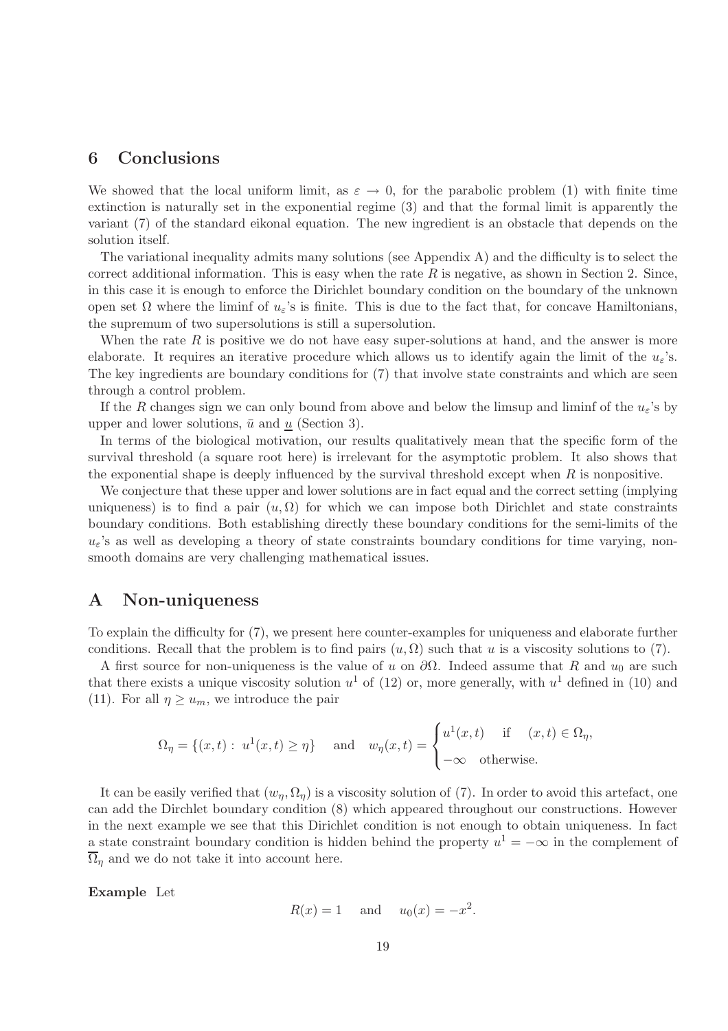## 6 Conclusions

We showed that the local uniform limit, as $\varepsilon \to 0$, for the parabolic problem (1) with finite time extinction is naturally set in the exponential regime (3) and that the formal limit is apparently the variant (7) of the standard eikonal equation. The new ingredient is an obstacle that depends on the solution itself.

The variational inequality admits many solutions (see Appendix A) and the difficulty is to select the correct additional information. This is easy when the rate $R$ is negative, as shown in Section 2. Since, in this case it is enough to enforce the Dirichlet boundary condition on the boundary of the unknown open set $\Omega$ where the liminf of $u_\varepsilon$'s is finite. This is due to the fact that, for concave Hamiltonians, the supremum of two supersolutions is still a supersolution.

When the rate $R$ is positive we do not have easy super-solutions at hand, and the answer is more elaborate. It requires an iterative procedure which allows us to identify again the limit of the $u_\varepsilon$'s. The key ingredients are boundary conditions for (7) that involve state constraints and which are seen through a control problem.

If the $R$ changes sign we can only bound from above and below the limsup and liminf of the $u_\varepsilon$'s by upper and lower solutions, $\bar{u}$ and $\underline{u}$ (Section 3).

In terms of the biological motivation, our results qualitatively mean that the specific form of the survival threshold (a square root here) is irrelevant for the asymptotic problem. It also shows that the exponential shape is deeply influenced by the survival threshold except when $R$ is nonpositive.

We conjecture that these upper and lower solutions are in fact equal and the correct setting (implying uniqueness) is to find a pair $(u, \Omega)$ for which we can impose both Dirichlet and state constraints boundary conditions. Both establishing directly these boundary conditions for the semi-limits of the $u_\varepsilon$'s as well as developing a theory of state constraints boundary conditions for time varying, non-smooth domains are very challenging mathematical issues.

## A Non-uniqueness

To explain the difficulty for (7), we present here counter-examples for uniqueness and elaborate further conditions. Recall that the problem is to find pairs $(u, \Omega)$ such that $u$ is a viscosity solutions to (7).

A first source for non-uniqueness is the value of $u$ on $\partial\Omega$. Indeed assume that $R$ and $u_0$ are such that there exists a unique viscosity solution $u^1$ of (12) or, more generally, with $u^1$ defined in (10) and (11). For all $\eta \geq u_m$, we introduce the pair

$$\Omega_\eta = \{(x,t) : \; u^1(x,t) \geq \eta\} \quad \text{and} \quad w_\eta(x,t) = \begin{cases} u^1(x,t) & \text{if} \quad (x,t) \in \Omega_\eta, \\ -\infty & \text{otherwise.} \end{cases}$$

It can be easily verified that $(w_\eta, \Omega_\eta)$ is a viscosity solution of (7). In order to avoid this artefact, one can add the Dirchlet boundary condition (8) which appeared throughout our constructions. However in the next example we see that this Dirichlet condition is not enough to obtain uniqueness. In fact a state constraint boundary condition is hidden behind the property $u^1 = -\infty$ in the complement of $\overline{\Omega}_\eta$ and we do not take it into account here.

**Example** Let

$$R(x) = 1 \quad \text{and} \quad u_0(x) = -x^2.$$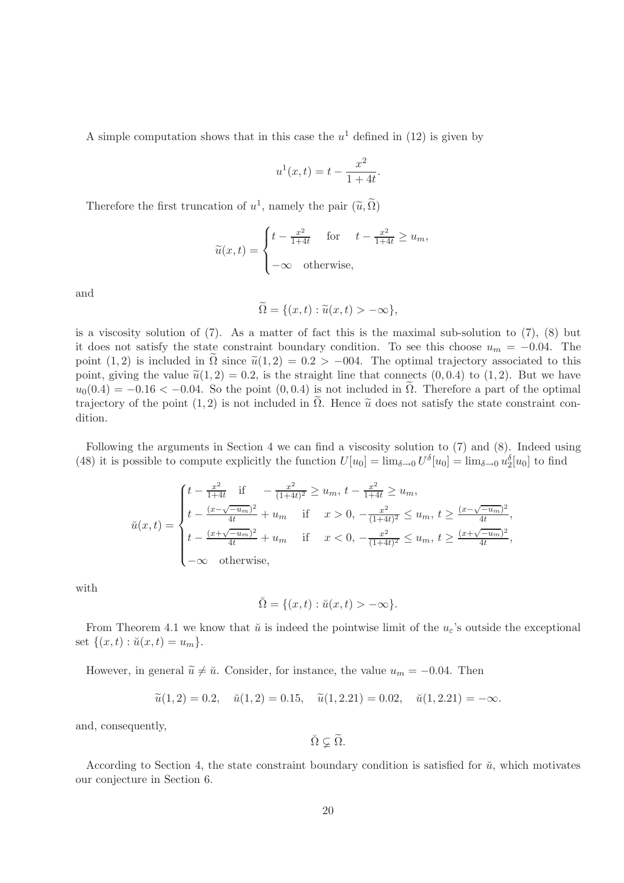A simple computation shows that in this case the $u^1$ defined in (12) is given by

$$u^1(x,t) = t - \frac{x^2}{1+4t}.$$

Therefore the first truncation of $u^1$, namely the pair $(\widetilde{u}, \widetilde{\Omega})$

$$\widetilde{u}(x,t) = \begin{cases} t - \frac{x^2}{1+4t} & \text{for} \quad t - \frac{x^2}{1+4t} \geq u_m, \\ -\infty & \text{otherwise,} \end{cases}$$

and

$$\widetilde{\Omega} = \{(x,t) : \widetilde{u}(x,t) > -\infty\},$$

is a viscosity solution of (7). As a matter of fact this is the maximal sub-solution to (7), (8) but it does not satisfy the state constraint boundary condition. To see this choose $u_m = -0.04$. The point $(1,2)$ is included in $\widetilde{\Omega}$ since $\widetilde{u}(1,2) = 0.2 > -004$. The optimal trajectory associated to this point, giving the value $\widetilde{u}(1,2) = 0.2$, is the straight line that connects $(0, 0.4)$ to $(1,2)$. But we have $u_0(0.4) = -0.16 < -0.04$. So the point $(0, 0.4)$ is not included in $\widetilde{\Omega}$. Therefore a part of the optimal trajectory of the point $(1,2)$ is not included in $\widetilde{\Omega}$. Hence $\widetilde{u}$ does not satisfy the state constraint condition.

Following the arguments in Section 4 we can find a viscosity solution to (7) and (8). Indeed using (48) it is possible to compute explicitly the function $U[u_0] = \lim_{\delta \to 0} U^\delta[u_0] = \lim_{\delta \to 0} u_2^\delta[u_0]$ to find

$$\breve{u}(x,t) = \begin{cases} t - \frac{x^2}{1+4t} & \text{if} \quad -\frac{x^2}{(1+4t)^2} \geq u_m, \; t - \frac{x^2}{1+4t} \geq u_m, \\ t - \frac{(x-\sqrt{-u_m})^2}{4t} + u_m & \text{if} \quad x > 0, \; -\frac{x^2}{(1+4t)^2} \leq u_m, \; t \geq \frac{(x-\sqrt{-u_m})^2}{4t}, \\ t - \frac{(x+\sqrt{-u_m})^2}{4t} + u_m & \text{if} \quad x < 0, \; -\frac{x^2}{(1+4t)^2} \leq u_m, \; t \geq \frac{(x+\sqrt{-u_m})^2}{4t}, \\ -\infty & \text{otherwise,} \end{cases}$$

with

$$\breve{\Omega} = \{(x,t) : \breve{u}(x,t) > -\infty\}.$$

From Theorem 4.1 we know that $\breve{u}$ is indeed the pointwise limit of the $u_\varepsilon$'s outside the exceptional set $\{(x,t) : \breve{u}(x,t) = u_m\}$.

However, in general $\widetilde{u} \neq \breve{u}$. Consider, for instance, the value $u_m = -0.04$. Then

$$\widetilde{u}(1,2) = 0.2, \quad \breve{u}(1,2) = 0.15, \quad \widetilde{u}(1,2.21) = 0.02, \quad \breve{u}(1,2.21) = -\infty.$$

and, consequently,

$$\breve{\Omega} \subsetneq \widetilde{\Omega}.$$

According to Section 4, the state constraint boundary condition is satisfied for $\breve{u}$, which motivates our conjecture in Section 6.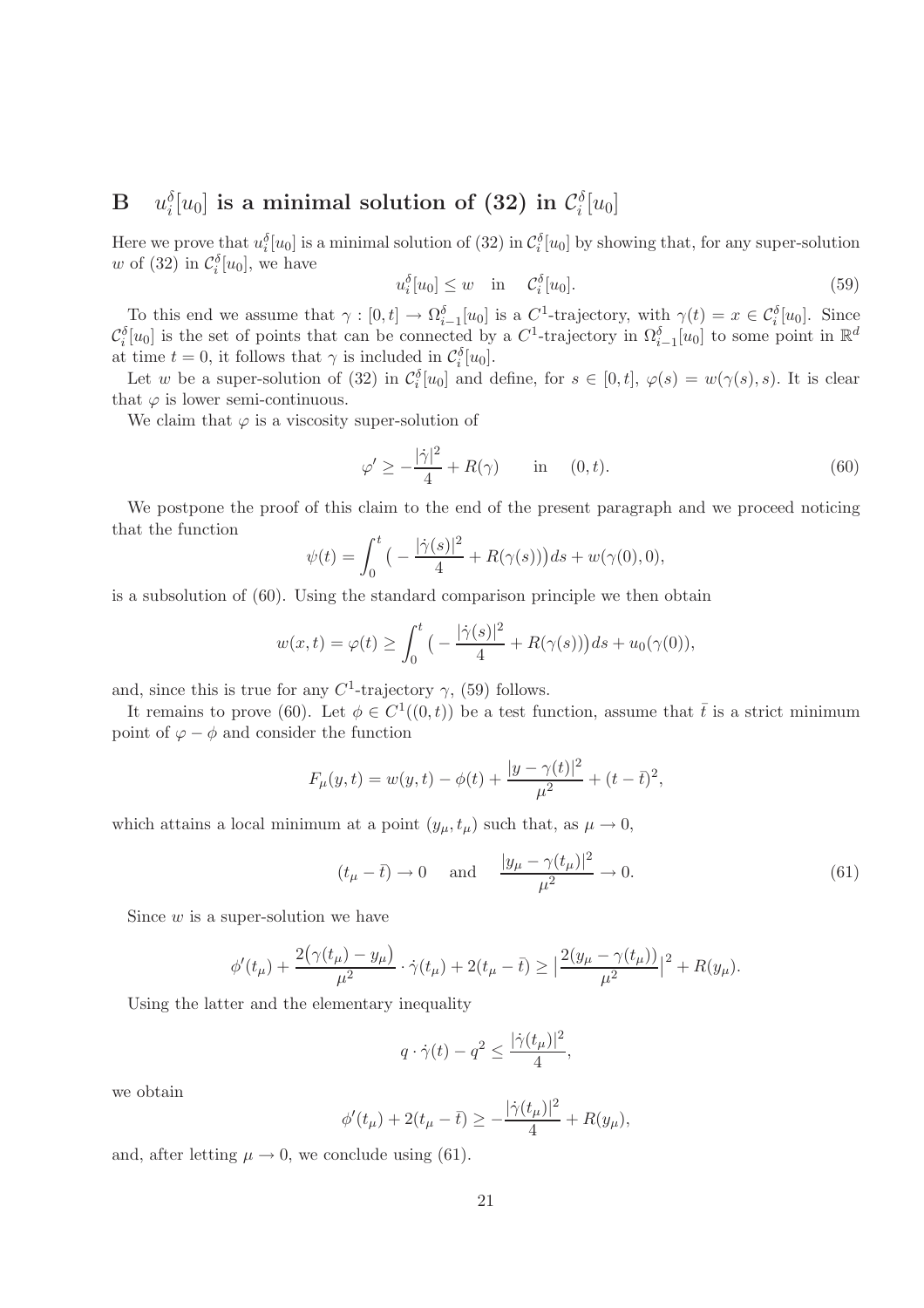# B $u_i^\delta[u_0]$ is a minimal solution of (32) in $\mathcal{C}_i^\delta[u_0]$

Here we prove that $u_i^\delta[u_0]$ is a minimal solution of (32) in $\mathcal{C}_i^\delta[u_0]$ by showing that, for any super-solution $w$ of (32) in $\mathcal{C}_i^\delta[u_0]$, we have

$$u_i^\delta[u_0] \le w \quad \text{in} \quad \mathcal{C}_i^\delta[u_0]. \tag{59}$$

To this end we assume that $\gamma : [0,t] \to \Omega_{i-1}^\delta[u_0]$ is a $C^1$-trajectory, with $\gamma(t) = x \in \mathcal{C}_i^\delta[u_0]$. Since $\mathcal{C}_i^\delta[u_0]$ is the set of points that can be connected by a $C^1$-trajectory in $\Omega_{i-1}^\delta[u_0]$ to some point in $\mathbb{R}^d$ at time $t = 0$, it follows that $\gamma$ is included in $\mathcal{C}_i^\delta[u_0]$.

Let $w$ be a super-solution of (32) in $\mathcal{C}_i^\delta[u_0]$ and define, for $s \in [0,t]$, $\varphi(s) = w(\gamma(s), s)$. It is clear that $\varphi$ is lower semi-continuous.

We claim that $\varphi$ is a viscosity super-solution of

$$\varphi' \ge -\frac{|\dot\gamma|^2}{4} + R(\gamma) \qquad \text{in} \quad (0,t). \tag{60}$$

We postpone the proof of this claim to the end of the present paragraph and we proceed noticing that the function

$$\psi(t) = \int_0^t \big( -\frac{|\dot\gamma(s)|^2}{4} + R(\gamma(s))\big) ds + w(\gamma(0), 0),$$

is a subsolution of (60). Using the standard comparison principle we then obtain

$$w(x,t) = \varphi(t) \ge \int_0^t \big( -\frac{|\dot\gamma(s)|^2}{4} + R(\gamma(s))\big) ds + u_0(\gamma(0)),$$

and, since this is true for any $C^1$-trajectory $\gamma$, (59) follows.

It remains to prove (60). Let $\phi \in C^1((0,t))$ be a test function, assume that $\bar t$ is a strict minimum point of $\varphi - \phi$ and consider the function

$$F_\mu(y,t) = w(y,t) - \phi(t) + \frac{|y - \gamma(t)|^2}{\mu^2} + (t - \bar t)^2,$$

which attains a local minimum at a point $(y_\mu, t_\mu)$ such that, as $\mu \to 0$,

$$(t_\mu - \bar t) \to 0 \quad \text{and} \quad \frac{|y_\mu - \gamma(t_\mu)|^2}{\mu^2} \to 0. \tag{61}$$

Since $w$ is a super-solution we have

$$\phi'(t_\mu) + \frac{2\big(\gamma(t_\mu) - y_\mu\big)}{\mu^2} \cdot \dot\gamma(t_\mu) + 2(t_\mu - \bar t) \ge \big| \frac{2(y_\mu - \gamma(t_\mu))}{\mu^2} \big|^2 + R(y_\mu).$$

Using the latter and the elementary inequality

$$q \cdot \dot\gamma(t) - q^2 \le \frac{|\dot\gamma(t_\mu)|^2}{4},$$

we obtain

$$\phi'(t_\mu) + 2(t_\mu - \bar t) \ge -\frac{|\dot\gamma(t_\mu)|^2}{4} + R(y_\mu),$$

and, after letting $\mu \to 0$, we conclude using (61).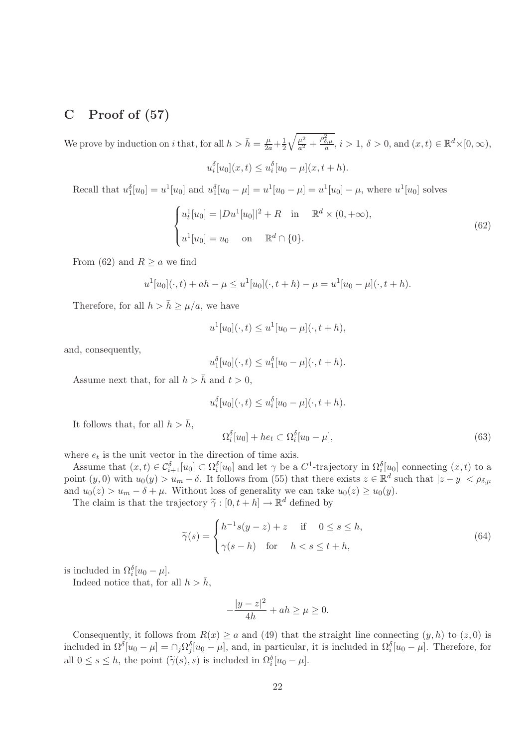## C Proof of (57)

We prove by induction on $i$ that, for all $h > \bar{h} = \frac{\mu}{2a} + \frac{1}{2}\sqrt{\frac{\mu^2}{a^2} + \frac{\rho_{\delta,\mu}^2}{a}}$, $i > 1$, $\delta > 0$, and $(x,t) \in \mathbb{R}^d \times [0,\infty)$,

$$u_i^\delta[u_0](x,t) \leq u_i^\delta[u_0 - \mu](x, t+h).$$

Recall that $u_1^\delta[u_0] = u^1[u_0]$ and $u_1^\delta[u_0 - \mu] = u^1[u_0 - \mu] = u^1[u_0] - \mu$, where $u^1[u_0]$ solves

$$\begin{cases} u_t^1[u_0] = |Du^1[u_0]|^2 + R \quad \text{in} \quad \mathbb{R}^d \times (0, +\infty), \\ u^1[u_0] = u_0 \quad \text{on} \quad \mathbb{R}^d \cap \{0\}. \end{cases} \tag{62}$$

From (62) and $R \geq a$ we find

$$u^1[u_0](\cdot, t) + ah - \mu \leq u^1[u_0](\cdot, t+h) - \mu = u^1[u_0 - \mu](\cdot, t+h).$$

Therefore, for all $h > \bar{h} \geq \mu/a$, we have

$$u^1[u_0](\cdot, t) \leq u^1[u_0 - \mu](\cdot, t+h),$$

and, consequently,

$$u_1^\delta[u_0](\cdot, t) \leq u_1^\delta[u_0 - \mu](\cdot, t+h).$$

Assume next that, for all $h > \bar{h}$ and $t > 0$,

$$u_i^\delta[u_0](\cdot, t) \leq u_i^\delta[u_0 - \mu](\cdot, t+h).$$

It follows that, for all $h > \bar{h}$,

$$\Omega_i^\delta[u_0] + he_t \subset \Omega_i^\delta[u_0 - \mu], \tag{63}$$

where $e_t$ is the unit vector in the direction of time axis.

Assume that $(x,t) \in \mathcal{C}_{i+1}^\delta[u_0] \subset \Omega_i^\delta[u_0]$ and let $\gamma$ be a $C^1$-trajectory in $\Omega_i^\delta[u_0]$ connecting $(x,t)$ to a point $(y, 0)$ with $u_0(y) > u_m - \delta$. It follows from (55) that there exists $z \in \mathbb{R}^d$ such that $|z - y| < \rho_{\delta,\mu}$ and $u_0(z) > u_m - \delta + \mu$. Without loss of generality we can take $u_0(z) \geq u_0(y)$.

The claim is that the trajectory $\widetilde{\gamma} : [0, t+h] \to \mathbb{R}^d$ defined by

$$\widetilde{\gamma}(s) = \begin{cases} h^{-1}s(y - z) + z \quad \text{if} \quad 0 \leq s \leq h, \\ \gamma(s - h) \quad \text{for} \quad h < s \leq t+h, \end{cases} \tag{64}$$

is included in $\Omega_i^\delta[u_0 - \mu]$.

Indeed notice that, for all $h > \bar{h}$,

$$-\frac{|y - z|^2}{4h} + ah \geq \mu \geq 0.$$

Consequently, it follows from $R(x) \geq a$ and (49) that the straight line connecting $(y, h)$ to $(z, 0)$ is included in $\Omega^\delta[u_0 - \mu] = \cap_j \Omega_j^\delta[u_0 - \mu]$, and, in particular, it is included in $\Omega_i^\delta[u_0 - \mu]$. Therefore, for all $0 \leq s \leq h$, the point $(\widetilde{\gamma}(s), s)$ is included in $\Omega_i^\delta[u_0 - \mu]$.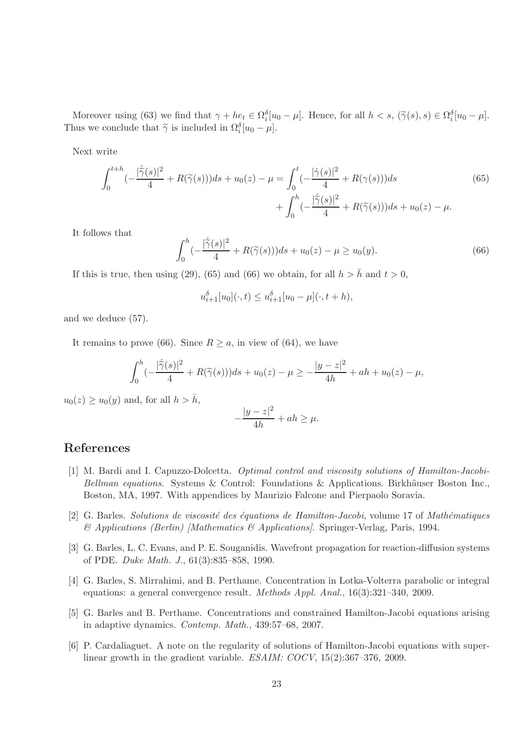Moreover using (63) we find that $\gamma + he_t \in \Omega_i^\delta[u_0 - \mu]$. Hence, for all $h < s$, $(\widetilde{\gamma}(s), s) \in \Omega_i^\delta[u_0 - \mu]$. Thus we conclude that $\widetilde{\gamma}$ is included in $\Omega_i^\delta[u_0 - \mu]$.

Next write

$$
\begin{aligned}
\int_0^{t+h} \big(-\frac{|\dot{\widetilde{\gamma}}(s)|^2}{4} + R(\widetilde{\gamma}(s))\big)ds + u_0(z) - \mu = \int_0^t \big(-\frac{|\dot{\gamma}(s)|^2}{4} + R(\gamma(s))\big)ds \\
+ \int_0^h \big(-\frac{|\dot{\widetilde{\gamma}}(s)|^2}{4} + R(\widetilde{\gamma}(s))\big)ds + u_0(z) - \mu.
\end{aligned} \tag{65}
$$

It follows that

$$
\int_0^h \big(-\frac{|\dot{\widetilde{\gamma}}(s)|^2}{4} + R(\widetilde{\gamma}(s))\big)ds + u_0(z) - \mu \geq u_0(y). \tag{66}
$$

If this is true, then using (29), (65) and (66) we obtain, for all $h > \bar{h}$ and $t > 0$,

$$
u_{i+1}^\delta[u_0](\cdot, t) \leq u_{i+1}^\delta[u_0 - \mu](\cdot, t + h),
$$

and we deduce (57).

It remains to prove (66). Since $R \geq a$, in view of (64), we have

$$
\int_0^h \big(-\frac{|\dot{\widetilde{\gamma}}(s)|^2}{4} + R(\widetilde{\gamma}(s))\big)ds + u_0(z) - \mu \geq -\frac{|y - z|^2}{4h} + ah + u_0(z) - \mu,
$$

$u_0(z) \geq u_0(y)$ and, for all $h > \bar{h}$,

$$
-\frac{|y - z|^2}{4h} + ah \geq \mu.
$$

# References

[1] M. Bardi and I. Capuzzo-Dolcetta. *Optimal control and viscosity solutions of Hamilton-Jacobi-Bellman equations*. Systems & Control: Foundations & Applications. Birkhäuser Boston Inc., Boston, MA, 1997. With appendices by Maurizio Falcone and Pierpaolo Soravia.

[2] G. Barles. *Solutions de viscosité des équations de Hamilton-Jacobi*, volume 17 of *Mathématiques & Applications (Berlin) [Mathematics & Applications]*. Springer-Verlag, Paris, 1994.

[3] G. Barles, L. C. Evans, and P. E. Souganidis. Wavefront propagation for reaction-diffusion systems of PDE. *Duke Math. J.*, 61(3):835–858, 1990.

[4] G. Barles, S. Mirrahimi, and B. Perthame. Concentration in Lotka-Volterra parabolic or integral equations: a general convergence result. *Methods Appl. Anal.*, 16(3):321–340, 2009.

[5] G. Barles and B. Perthame. Concentrations and constrained Hamilton-Jacobi equations arising in adaptive dynamics. *Contemp. Math.*, 439:57–68, 2007.

[6] P. Cardaliaguet. A note on the regularity of solutions of Hamilton-Jacobi equations with superlinear growth in the gradient variable. *ESAIM: COCV*, 15(2):367–376, 2009.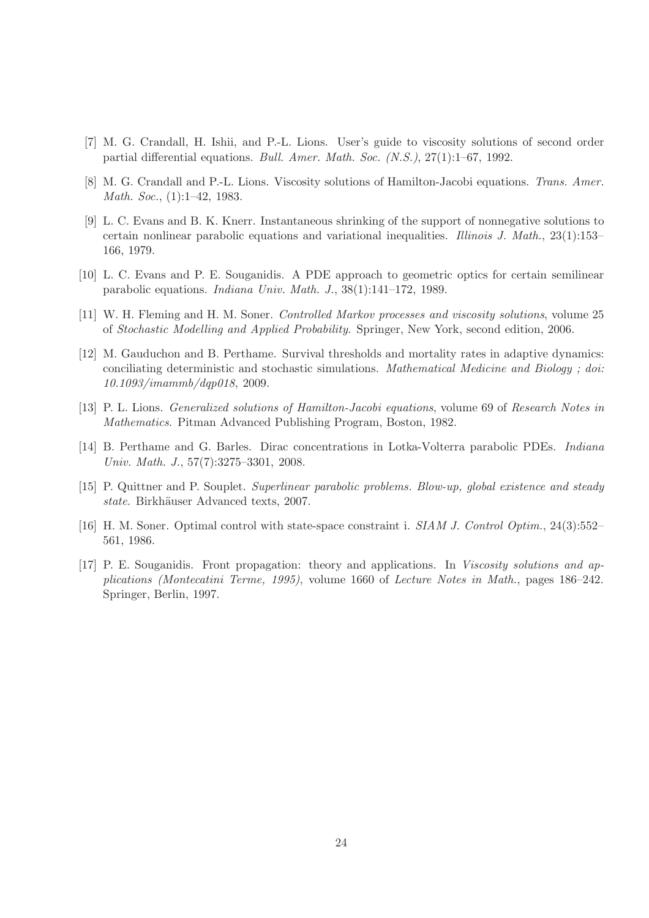[7] M. G. Crandall, H. Ishii, and P.-L. Lions. User's guide to viscosity solutions of second order partial differential equations. *Bull. Amer. Math. Soc. (N.S.)*, 27(1):1–67, 1992.

[8] M. G. Crandall and P.-L. Lions. Viscosity solutions of Hamilton-Jacobi equations. *Trans. Amer. Math. Soc.*, (1):1–42, 1983.

[9] L. C. Evans and B. K. Knerr. Instantaneous shrinking of the support of nonnegative solutions to certain nonlinear parabolic equations and variational inequalities. *Illinois J. Math.*, 23(1):153–166, 1979.

[10] L. C. Evans and P. E. Souganidis. A PDE approach to geometric optics for certain semilinear parabolic equations. *Indiana Univ. Math. J.*, 38(1):141–172, 1989.

[11] W. H. Fleming and H. M. Soner. *Controlled Markov processes and viscosity solutions*, volume 25 of *Stochastic Modelling and Applied Probability*. Springer, New York, second edition, 2006.

[12] M. Gauduchon and B. Perthame. Survival thresholds and mortality rates in adaptive dynamics: conciliating deterministic and stochastic simulations. *Mathematical Medicine and Biology ; doi: 10.1093/imammb/dqp018*, 2009.

[13] P. L. Lions. *Generalized solutions of Hamilton-Jacobi equations*, volume 69 of *Research Notes in Mathematics*. Pitman Advanced Publishing Program, Boston, 1982.

[14] B. Perthame and G. Barles. Dirac concentrations in Lotka-Volterra parabolic PDEs. *Indiana Univ. Math. J.*, 57(7):3275–3301, 2008.

[15] P. Quittner and P. Souplet. *Superlinear parabolic problems. Blow-up, global existence and steady state*. Birkhäuser Advanced texts, 2007.

[16] H. M. Soner. Optimal control with state-space constraint i. *SIAM J. Control Optim.*, 24(3):552–561, 1986.

[17] P. E. Souganidis. Front propagation: theory and applications. In *Viscosity solutions and applications (Montecatini Terme, 1995)*, volume 1660 of *Lecture Notes in Math.*, pages 186–242. Springer, Berlin, 1997.